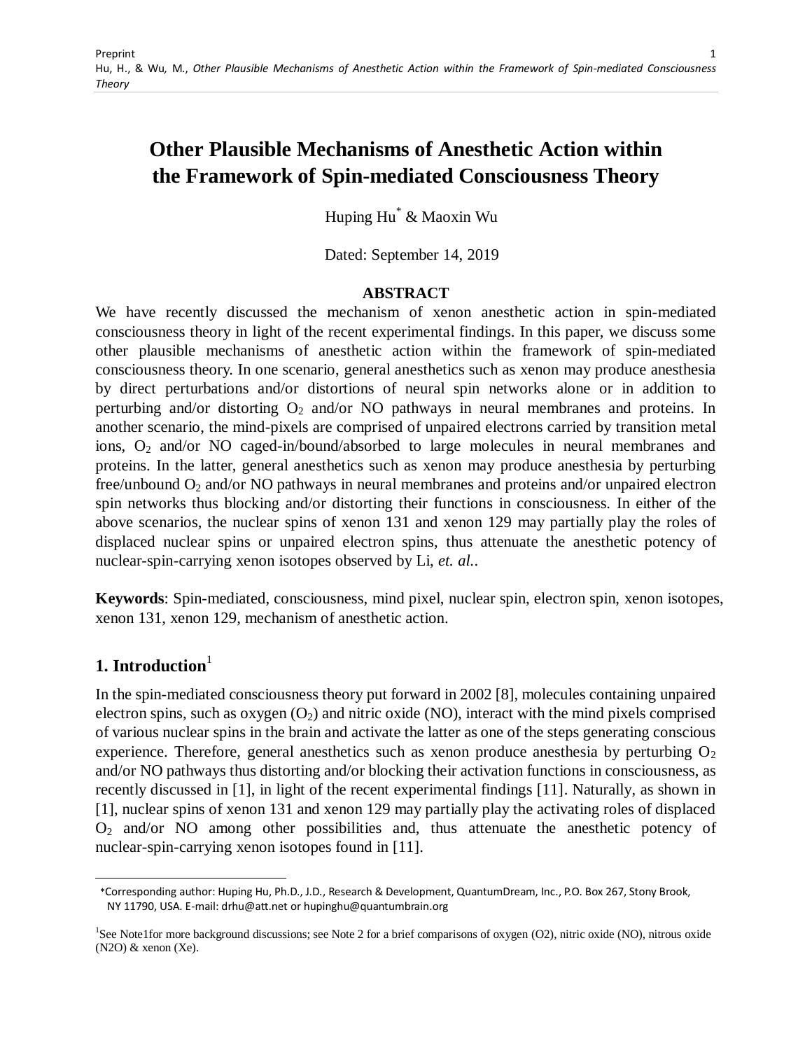# Other Plausible Mechanisms of Anesthetic Action within the Framework of Spin-mediated Consciousness Theory

Huping Hu[*] & Maoxin Wu

Dated: September 14, 2019

## ABSTRACT

We have recently discussed the mechanism of xenon anesthetic action in spin-mediated consciousness theory in light of the recent experimental findings. In this paper, we discuss some other plausible mechanisms of anesthetic action within the framework of spin-mediated consciousness theory. In one scenario, general anesthetics such as xenon may produce anesthesia by direct perturbations and/or distortions of neural spin networks alone or in addition to perturbing and/or distorting $O_2$ and/or NO pathways in neural membranes and proteins. In another scenario, the mind-pixels are comprised of unpaired electrons carried by transition metal ions, $O_2$ and/or NO caged-in/bound/absorbed to large molecules in neural membranes and proteins. In the latter, general anesthetics such as xenon may produce anesthesia by perturbing free/unbound $O_2$ and/or NO pathways in neural membranes and proteins and/or unpaired electron spin networks thus blocking and/or distorting their functions in consciousness. In either of the above scenarios, the nuclear spins of xenon 131 and xenon 129 may partially play the roles of displaced nuclear spins or unpaired electron spins, thus attenuate the anesthetic potency of nuclear-spin-carrying xenon isotopes observed by Li, *et. al.*.

**Keywords**: Spin-mediated, consciousness, mind pixel, nuclear spin, electron spin, xenon isotopes, xenon 131, xenon 129, mechanism of anesthetic action.

## 1. Introduction[1]

In the spin-mediated consciousness theory put forward in 2002 [8], molecules containing unpaired electron spins, such as oxygen ($O_2$) and nitric oxide (NO), interact with the mind pixels comprised of various nuclear spins in the brain and activate the latter as one of the steps generating conscious experience. Therefore, general anesthetics such as xenon produce anesthesia by perturbing $O_2$ and/or NO pathways thus distorting and/or blocking their activation functions in consciousness, as recently discussed in [1], in light of the recent experimental findings [11]. Naturally, as shown in [1], nuclear spins of xenon 131 and xenon 129 may partially play the activating roles of displaced $O_2$ and/or NO among other possibilities and, thus attenuate the anesthetic potency of nuclear-spin-carrying xenon isotopes found in [11].

*Corresponding author: Huping Hu, Ph.D., J.D., Research & Development, QuantumDream, Inc., P.O. Box 267, Stony Brook, NY 11790, USA. E-mail: drhu@att.net or hupinghu@quantumbrain.org

[1] See Note1for more background discussions; see Note 2 for a brief comparisons of oxygen (O2), nitric oxide (NO), nitrous oxide (N2O) & xenon (Xe).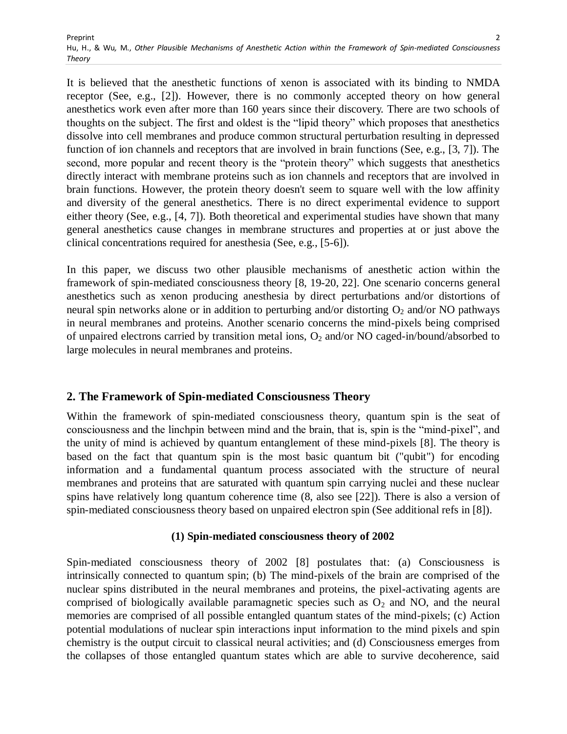It is believed that the anesthetic functions of xenon is associated with its binding to NMDA receptor (See, e.g., [2]). However, there is no commonly accepted theory on how general anesthetics work even after more than 160 years since their discovery. There are two schools of thoughts on the subject. The first and oldest is the "lipid theory" which proposes that anesthetics dissolve into cell membranes and produce common structural perturbation resulting in depressed function of ion channels and receptors that are involved in brain functions (See, e.g., [3, 7]). The second, more popular and recent theory is the "protein theory" which suggests that anesthetics directly interact with membrane proteins such as ion channels and receptors that are involved in brain functions. However, the protein theory doesn't seem to square well with the low affinity and diversity of the general anesthetics. There is no direct experimental evidence to support either theory (See, e.g., [4, 7]). Both theoretical and experimental studies have shown that many general anesthetics cause changes in membrane structures and properties at or just above the clinical concentrations required for anesthesia (See, e.g., [5-6]).

In this paper, we discuss two other plausible mechanisms of anesthetic action within the framework of spin-mediated consciousness theory [8, 19-20, 22]. One scenario concerns general anesthetics such as xenon producing anesthesia by direct perturbations and/or distortions of neural spin networks alone or in addition to perturbing and/or distorting $O_2$ and/or NO pathways in neural membranes and proteins. Another scenario concerns the mind-pixels being comprised of unpaired electrons carried by transition metal ions, $O_2$ and/or NO caged-in/bound/absorbed to large molecules in neural membranes and proteins.

## 2. The Framework of Spin-mediated Consciousness Theory

Within the framework of spin-mediated consciousness theory, quantum spin is the seat of consciousness and the linchpin between mind and the brain, that is, spin is the "mind-pixel", and the unity of mind is achieved by quantum entanglement of these mind-pixels [8]. The theory is based on the fact that quantum spin is the most basic quantum bit ("qubit") for encoding information and a fundamental quantum process associated with the structure of neural membranes and proteins that are saturated with quantum spin carrying nuclei and these nuclear spins have relatively long quantum coherence time (8, also see [22]). There is also a version of spin-mediated consciousness theory based on unpaired electron spin (See additional refs in [8]).

### (1) Spin-mediated consciousness theory of 2002

Spin-mediated consciousness theory of 2002 [8] postulates that: (a) Consciousness is intrinsically connected to quantum spin; (b) The mind-pixels of the brain are comprised of the nuclear spins distributed in the neural membranes and proteins, the pixel-activating agents are comprised of biologically available paramagnetic species such as $O_2$ and NO, and the neural memories are comprised of all possible entangled quantum states of the mind-pixels; (c) Action potential modulations of nuclear spin interactions input information to the mind pixels and spin chemistry is the output circuit to classical neural activities; and (d) Consciousness emerges from the collapses of those entangled quantum states which are able to survive decoherence, said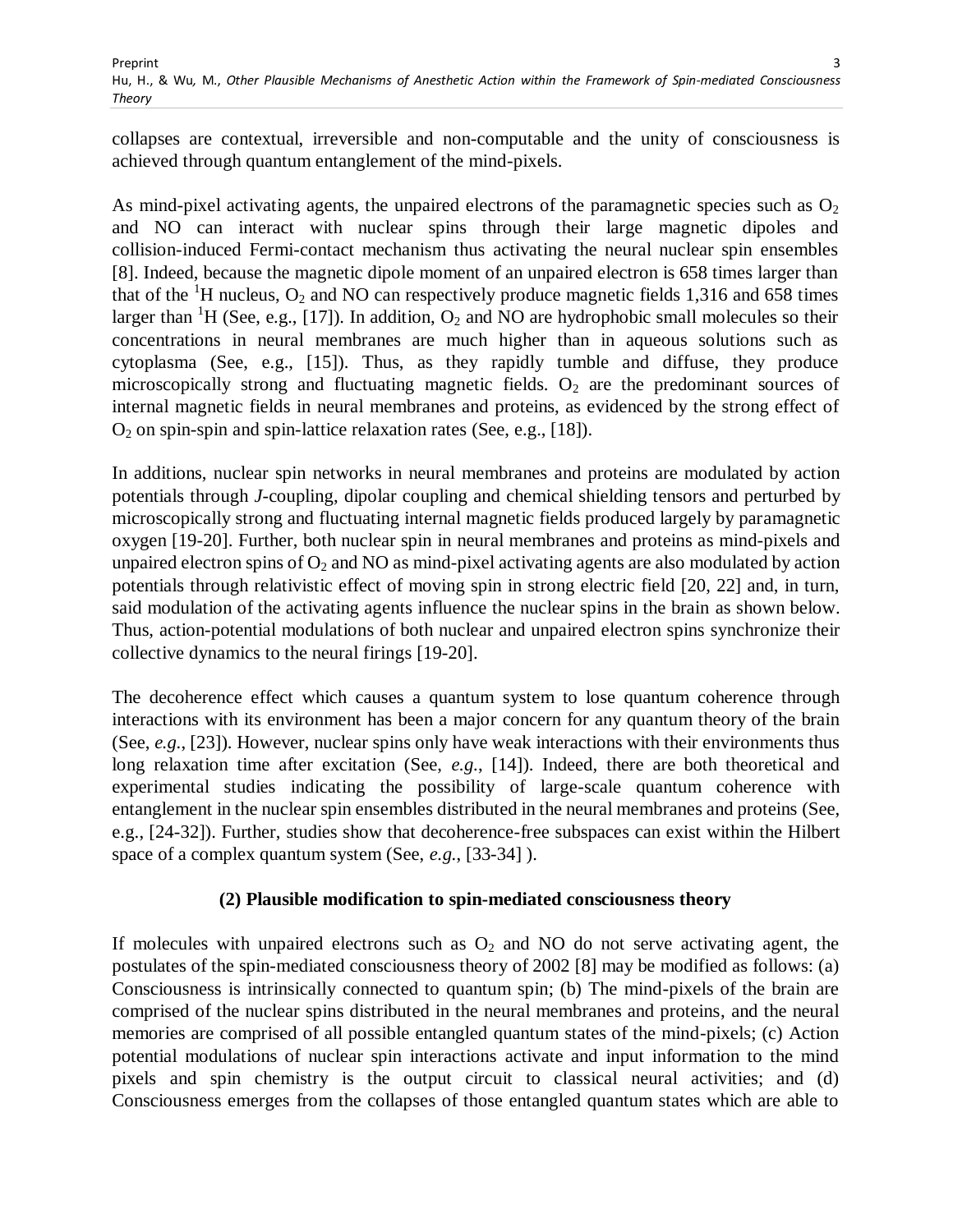collapses are contextual, irreversible and non-computable and the unity of consciousness is achieved through quantum entanglement of the mind-pixels.

As mind-pixel activating agents, the unpaired electrons of the paramagnetic species such as $O_2$ and NO can interact with nuclear spins through their large magnetic dipoles and collision-induced Fermi-contact mechanism thus activating the neural nuclear spin ensembles [8]. Indeed, because the magnetic dipole moment of an unpaired electron is 658 times larger than that of the $^1H$ nucleus, $O_2$ and NO can respectively produce magnetic fields 1,316 and 658 times larger than $^1H$ (See, e.g., [17]). In addition, $O_2$ and NO are hydrophobic small molecules so their concentrations in neural membranes are much higher than in aqueous solutions such as cytoplasma (See, e.g., [15]). Thus, as they rapidly tumble and diffuse, they produce microscopically strong and fluctuating magnetic fields. $O_2$ are the predominant sources of internal magnetic fields in neural membranes and proteins, as evidenced by the strong effect of $O_2$ on spin-spin and spin-lattice relaxation rates (See, e.g., [18]).

In additions, nuclear spin networks in neural membranes and proteins are modulated by action potentials through *J*-coupling, dipolar coupling and chemical shielding tensors and perturbed by microscopically strong and fluctuating internal magnetic fields produced largely by paramagnetic oxygen [19-20]. Further, both nuclear spin in neural membranes and proteins as mind-pixels and unpaired electron spins of $O_2$ and NO as mind-pixel activating agents are also modulated by action potentials through relativistic effect of moving spin in strong electric field [20, 22] and, in turn, said modulation of the activating agents influence the nuclear spins in the brain as shown below. Thus, action-potential modulations of both nuclear and unpaired electron spins synchronize their collective dynamics to the neural firings [19-20].

The decoherence effect which causes a quantum system to lose quantum coherence through interactions with its environment has been a major concern for any quantum theory of the brain (See, *e.g.*, [23]). However, nuclear spins only have weak interactions with their environments thus long relaxation time after excitation (See, *e.g.*, [14]). Indeed, there are both theoretical and experimental studies indicating the possibility of large-scale quantum coherence with entanglement in the nuclear spin ensembles distributed in the neural membranes and proteins (See, e.g., [24-32]). Further, studies show that decoherence-free subspaces can exist within the Hilbert space of a complex quantum system (See, *e.g.*, [33-34] ).

### (2) Plausible modification to spin-mediated consciousness theory

If molecules with unpaired electrons such as $O_2$ and NO do not serve activating agent, the postulates of the spin-mediated consciousness theory of 2002 [8] may be modified as follows: (a) Consciousness is intrinsically connected to quantum spin; (b) The mind-pixels of the brain are comprised of the nuclear spins distributed in the neural membranes and proteins, and the neural memories are comprised of all possible entangled quantum states of the mind-pixels; (c) Action potential modulations of nuclear spin interactions activate and input information to the mind pixels and spin chemistry is the output circuit to classical neural activities; and (d) Consciousness emerges from the collapses of those entangled quantum states which are able to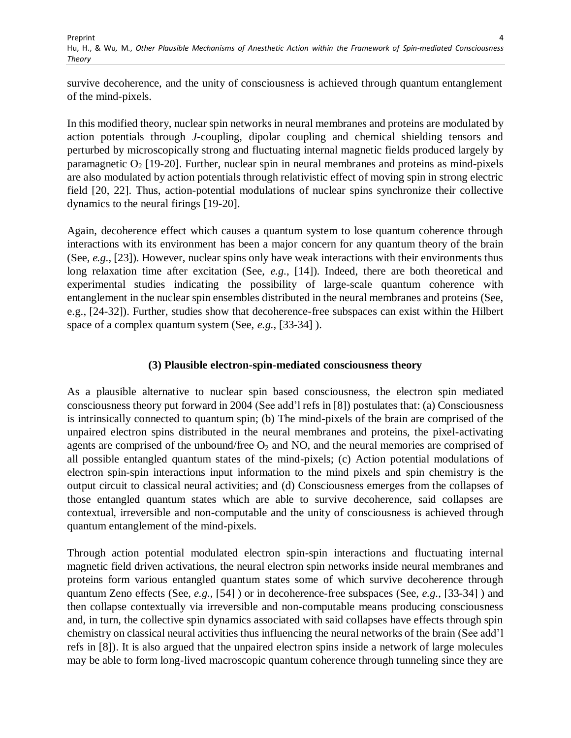survive decoherence, and the unity of consciousness is achieved through quantum entanglement of the mind-pixels.

In this modified theory, nuclear spin networks in neural membranes and proteins are modulated by action potentials through *J*-coupling, dipolar coupling and chemical shielding tensors and perturbed by microscopically strong and fluctuating internal magnetic fields produced largely by paramagnetic $O_2$ [19-20]. Further, nuclear spin in neural membranes and proteins as mind-pixels are also modulated by action potentials through relativistic effect of moving spin in strong electric field [20, 22]. Thus, action-potential modulations of nuclear spins synchronize their collective dynamics to the neural firings [19-20].

Again, decoherence effect which causes a quantum system to lose quantum coherence through interactions with its environment has been a major concern for any quantum theory of the brain (See, *e.g.*, [23]). However, nuclear spins only have weak interactions with their environments thus long relaxation time after excitation (See, *e.g.*, [14]). Indeed, there are both theoretical and experimental studies indicating the possibility of large-scale quantum coherence with entanglement in the nuclear spin ensembles distributed in the neural membranes and proteins (See, e.g., [24-32]). Further, studies show that decoherence-free subspaces can exist within the Hilbert space of a complex quantum system (See, *e.g.*, [33-34] ).

### (3) Plausible electron-spin-mediated consciousness theory

As a plausible alternative to nuclear spin based consciousness, the electron spin mediated consciousness theory put forward in 2004 (See add'l refs in [8]) postulates that: (a) Consciousness is intrinsically connected to quantum spin; (b) The mind-pixels of the brain are comprised of the unpaired electron spins distributed in the neural membranes and proteins, the pixel-activating agents are comprised of the unbound/free $O_2$ and NO, and the neural memories are comprised of all possible entangled quantum states of the mind-pixels; (c) Action potential modulations of electron spin-spin interactions input information to the mind pixels and spin chemistry is the output circuit to classical neural activities; and (d) Consciousness emerges from the collapses of those entangled quantum states which are able to survive decoherence, said collapses are contextual, irreversible and non-computable and the unity of consciousness is achieved through quantum entanglement of the mind-pixels.

Through action potential modulated electron spin-spin interactions and fluctuating internal magnetic field driven activations, the neural electron spin networks inside neural membranes and proteins form various entangled quantum states some of which survive decoherence through quantum Zeno effects (See, *e.g.*, [54] ) or in decoherence-free subspaces (See, *e.g.*, [33-34] ) and then collapse contextually via irreversible and non-computable means producing consciousness and, in turn, the collective spin dynamics associated with said collapses have effects through spin chemistry on classical neural activities thus influencing the neural networks of the brain (See add'l refs in [8]). It is also argued that the unpaired electron spins inside a network of large molecules may be able to form long-lived macroscopic quantum coherence through tunneling since they are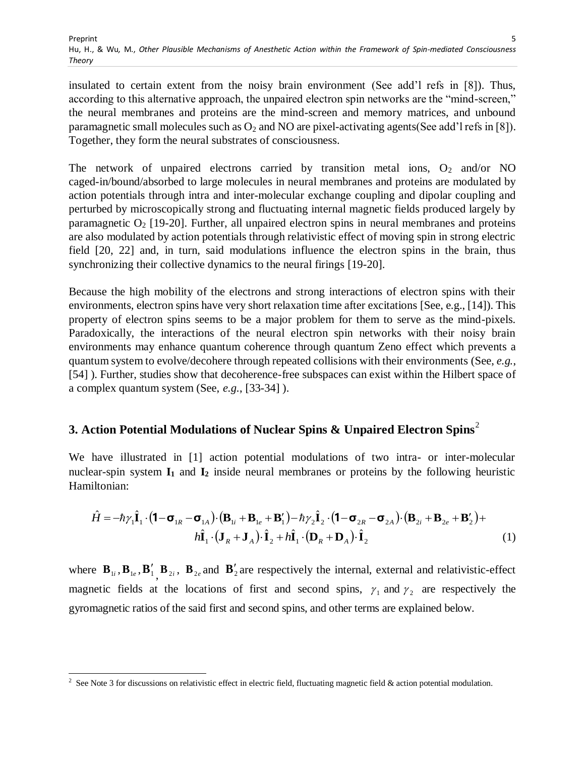insulated to certain extent from the noisy brain environment (See add'l refs in [8]). Thus, according to this alternative approach, the unpaired electron spin networks are the "mind-screen," the neural membranes and proteins are the mind-screen and memory matrices, and unbound paramagnetic small molecules such as $O_2$ and NO are pixel-activating agents(See add'l refs in [8]). Together, they form the neural substrates of consciousness.

The network of unpaired electrons carried by transition metal ions, $O_2$ and/or NO caged-in/bound/absorbed to large molecules in neural membranes and proteins are modulated by action potentials through intra and inter-molecular exchange coupling and dipolar coupling and perturbed by microscopically strong and fluctuating internal magnetic fields produced largely by paramagnetic $O_2$ [19-20]. Further, all unpaired electron spins in neural membranes and proteins are also modulated by action potentials through relativistic effect of moving spin in strong electric field [20, 22] and, in turn, said modulations influence the electron spins in the brain, thus synchronizing their collective dynamics to the neural firings [19-20].

Because the high mobility of the electrons and strong interactions of electron spins with their environments, electron spins have very short relaxation time after excitations [See, e.g., [14]). This property of electron spins seems to be a major problem for them to serve as the mind-pixels. Paradoxically, the interactions of the neural electron spin networks with their noisy brain environments may enhance quantum coherence through quantum Zeno effect which prevents a quantum system to evolve/decohere through repeated collisions with their environments (See, *e.g.*, [54] ). Further, studies show that decoherence-free subspaces can exist within the Hilbert space of a complex quantum system (See, *e.g.*, [33-34] ).

## 3. Action Potential Modulations of Nuclear Spins & Unpaired Electron Spins[2]

We have illustrated in [1] action potential modulations of two intra- or inter-molecular nuclear-spin system $\mathbf{I_1}$ and $\mathbf{I_2}$ inside neural membranes or proteins by the following heuristic Hamiltonian:

$$\hat{H} = -\hbar\gamma_1 \hat{\mathbf{I}}_1 \cdot (\mathbf{1} - \boldsymbol{\sigma}_{1R} - \boldsymbol{\sigma}_{1A}) \cdot (\mathbf{B}_{1i} + \mathbf{B}_{1e} + \mathbf{B}'_1) - \hbar\gamma_2 \hat{\mathbf{I}}_2 \cdot (\mathbf{1} - \boldsymbol{\sigma}_{2R} - \boldsymbol{\sigma}_{2A}) \cdot (\mathbf{B}_{2i} + \mathbf{B}_{2e} + \mathbf{B}'_2) + h\hat{\mathbf{I}}_1 \cdot (\mathbf{J}_R + \mathbf{J}_A) \cdot \hat{\mathbf{I}}_2 + h\hat{\mathbf{I}}_1 \cdot (\mathbf{D}_R + \mathbf{D}_A) \cdot \hat{\mathbf{I}}_2 \tag{1}$$

where $\mathbf{B}_{1i}, \mathbf{B}_{1e}, \mathbf{B}'_1, \mathbf{B}_{2i}$, $\mathbf{B}_{2e}$ and $\mathbf{B}'_2$ are respectively the internal, external and relativistic-effect magnetic fields at the locations of first and second spins, $\gamma_1$ and $\gamma_2$ are respectively the gyromagnetic ratios of the said first and second spins, and other terms are explained below.

---

[2] See Note 3 for discussions on relativistic effect in electric field, fluctuating magnetic field & action potential modulation.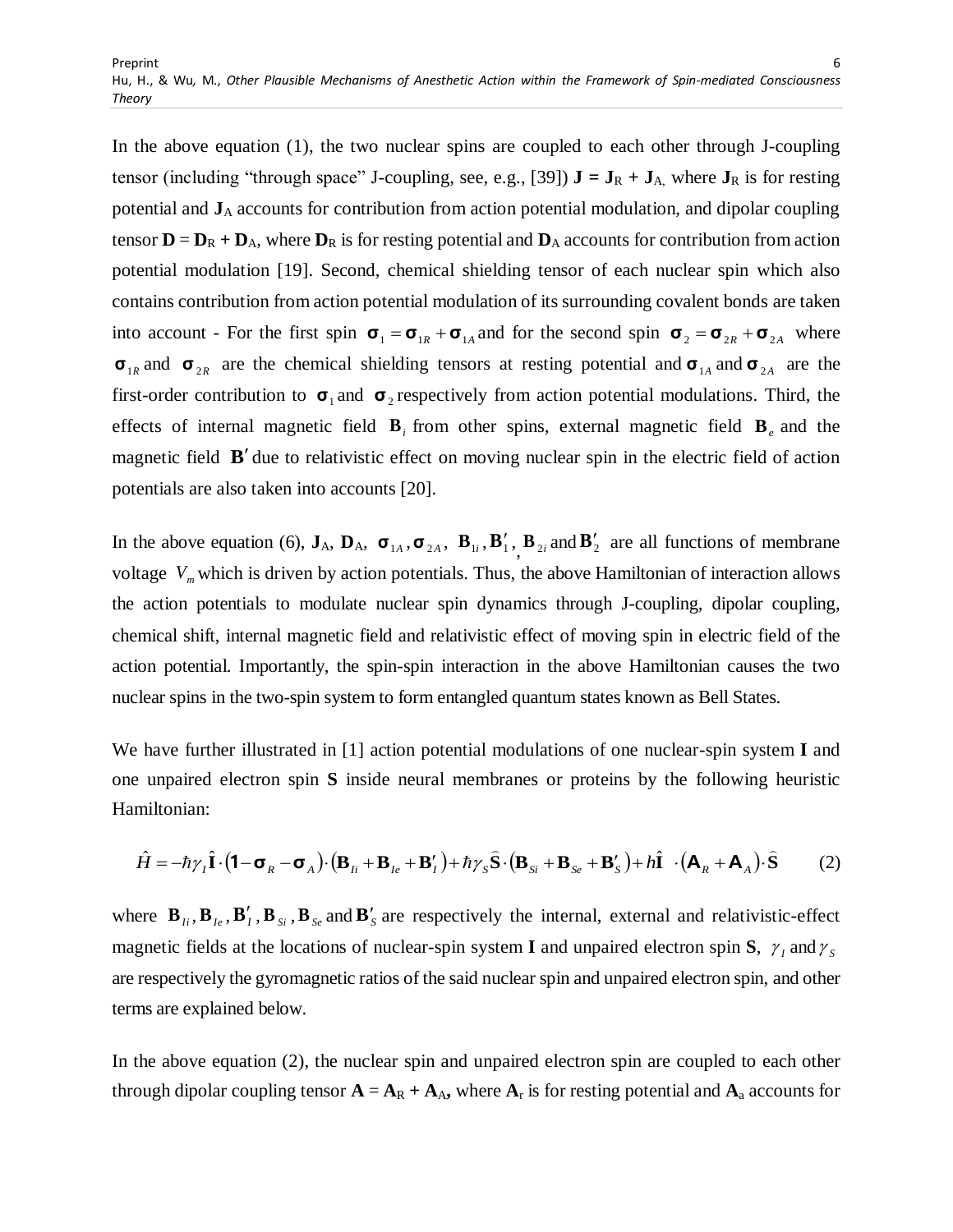In the above equation (1), the two nuclear spins are coupled to each other through J-coupling tensor (including "through space" J-coupling, see, e.g., [39]) $\mathbf{J} = \mathbf{J}_R + \mathbf{J}_A$, where $\mathbf{J}_R$ is for resting potential and $\mathbf{J}_A$ accounts for contribution from action potential modulation, and dipolar coupling tensor $\mathbf{D} = \mathbf{D}_R + \mathbf{D}_A$, where $\mathbf{D}_R$ is for resting potential and $\mathbf{D}_A$ accounts for contribution from action potential modulation [19]. Second, chemical shielding tensor of each nuclear spin which also contains contribution from action potential modulation of its surrounding covalent bonds are taken into account - For the first spin $\boldsymbol{\sigma}_1 = \boldsymbol{\sigma}_{1R} + \boldsymbol{\sigma}_{1A}$ and for the second spin $\boldsymbol{\sigma}_2 = \boldsymbol{\sigma}_{2R} + \boldsymbol{\sigma}_{2A}$ where $\boldsymbol{\sigma}_{1R}$ and $\boldsymbol{\sigma}_{2R}$ are the chemical shielding tensors at resting potential and $\boldsymbol{\sigma}_{1A}$ and $\boldsymbol{\sigma}_{2A}$ are the first-order contribution to $\boldsymbol{\sigma}_1$ and $\boldsymbol{\sigma}_2$ respectively from action potential modulations. Third, the effects of internal magnetic field $\mathbf{B}_i$ from other spins, external magnetic field $\mathbf{B}_e$ and the magnetic field $\mathbf{B}'$ due to relativistic effect on moving nuclear spin in the electric field of action potentials are also taken into accounts [20].

In the above equation (6), $\mathbf{J}_A$, $\mathbf{D}_A$, $\boldsymbol{\sigma}_{1A}, \boldsymbol{\sigma}_{2A}$, $\mathbf{B}_{1i}, \mathbf{B}'_1$, $\mathbf{B}_{2i}$ and $\mathbf{B}'_2$ are all functions of membrane voltage $V_m$ which is driven by action potentials. Thus, the above Hamiltonian of interaction allows the action potentials to modulate nuclear spin dynamics through J-coupling, dipolar coupling, chemical shift, internal magnetic field and relativistic effect of moving spin in electric field of the action potential. Importantly, the spin-spin interaction in the above Hamiltonian causes the two nuclear spins in the two-spin system to form entangled quantum states known as Bell States.

We have further illustrated in [1] action potential modulations of one nuclear-spin system **I** and one unpaired electron spin **S** inside neural membranes or proteins by the following heuristic Hamiltonian:

$$\hat{H} = -\hbar\gamma_I \hat{\mathbf{I}} \cdot (\mathbf{1} - \boldsymbol{\sigma}_R - \boldsymbol{\sigma}_A) \cdot (\mathbf{B}_{Ii} + \mathbf{B}_{Ie} + \mathbf{B}'_I) + \hbar\gamma_S \hat{\mathbf{S}} \cdot (\mathbf{B}_{Si} + \mathbf{B}_{Se} + \mathbf{B}'_S) + h\hat{\mathbf{I}} \cdot (\mathbf{A}_R + \mathbf{A}_A) \cdot \hat{\mathbf{S}} \qquad (2)$$

where $\mathbf{B}_{Ii}, \mathbf{B}_{Ie}, \mathbf{B}'_I, \mathbf{B}_{Si}, \mathbf{B}_{Se}$ and $\mathbf{B}'_S$ are respectively the internal, external and relativistic-effect magnetic fields at the locations of nuclear-spin system **I** and unpaired electron spin **S**, $\gamma_I$ and $\gamma_S$ are respectively the gyromagnetic ratios of the said nuclear spin and unpaired electron spin, and other terms are explained below.

In the above equation (2), the nuclear spin and unpaired electron spin are coupled to each other through dipolar coupling tensor $\mathbf{A} = \mathbf{A}_R + \mathbf{A}_A$, where $\mathbf{A}_r$ is for resting potential and $\mathbf{A}_a$ accounts for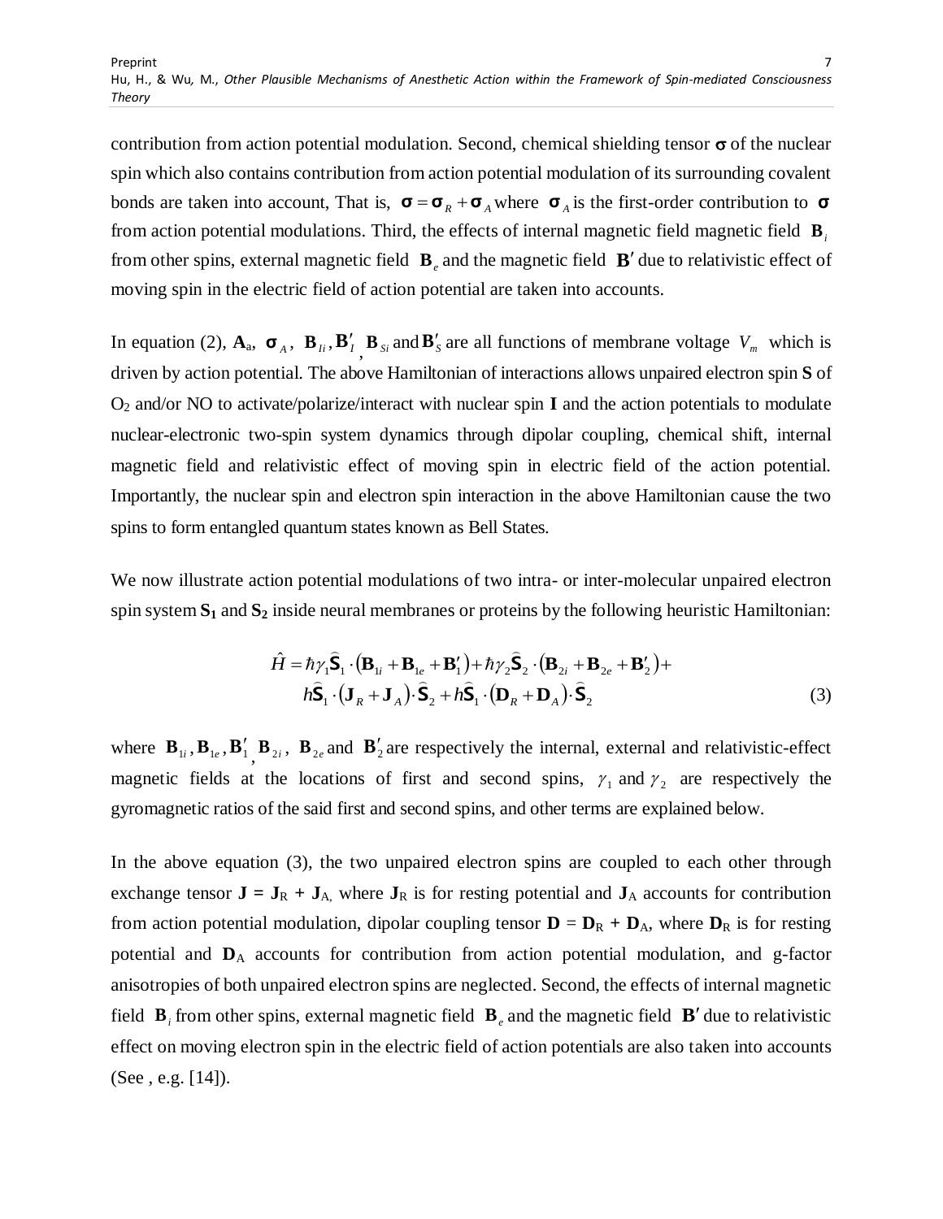contribution from action potential modulation. Second, chemical shielding tensor $\boldsymbol{\sigma}$ of the nuclear spin which also contains contribution from action potential modulation of its surrounding covalent bonds are taken into account, That is, $\boldsymbol{\sigma} = \boldsymbol{\sigma}_R + \boldsymbol{\sigma}_A$ where $\boldsymbol{\sigma}_A$ is the first-order contribution to $\boldsymbol{\sigma}$ from action potential modulations. Third, the effects of internal magnetic field magnetic field $\mathbf{B}_i$ from other spins, external magnetic field $\mathbf{B}_e$ and the magnetic field $\mathbf{B}'$ due to relativistic effect of moving spin in the electric field of action potential are taken into accounts.

In equation (2), $\mathbf{A}_a$, $\boldsymbol{\sigma}_A$, $\mathbf{B}_{Ii}, \mathbf{B}'_I$, $\mathbf{B}_{Si}$ and $\mathbf{B}'_S$ are all functions of membrane voltage $V_m$ which is driven by action potential. The above Hamiltonian of interactions allows unpaired electron spin **S** of $O_2$ and/or NO to activate/polarize/interact with nuclear spin **I** and the action potentials to modulate nuclear-electronic two-spin system dynamics through dipolar coupling, chemical shift, internal magnetic field and relativistic effect of moving spin in electric field of the action potential. Importantly, the nuclear spin and electron spin interaction in the above Hamiltonian cause the two spins to form entangled quantum states known as Bell States.

We now illustrate action potential modulations of two intra- or inter-molecular unpaired electron spin system $\mathbf{S_1}$ and $\mathbf{S_2}$ inside neural membranes or proteins by the following heuristic Hamiltonian:

$$\hat{H} = \hbar\gamma_1 \hat{\mathbf{S}}_1 \cdot \left(\mathbf{B}_{1i} + \mathbf{B}_{1e} + \mathbf{B}'_1\right) + \hbar\gamma_2 \hat{\mathbf{S}}_2 \cdot \left(\mathbf{B}_{2i} + \mathbf{B}_{2e} + \mathbf{B}'_2\right) + h\hat{\mathbf{S}}_1 \cdot \left(\mathbf{J}_R + \mathbf{J}_A\right) \cdot \hat{\mathbf{S}}_2 + h\hat{\mathbf{S}}_1 \cdot \left(\mathbf{D}_R + \mathbf{D}_A\right) \cdot \hat{\mathbf{S}}_2 \tag{3}$$

where $\mathbf{B}_{1i}, \mathbf{B}_{1e}, \mathbf{B}'_1$, $\mathbf{B}_{2i}$, $\mathbf{B}_{2e}$ and $\mathbf{B}'_2$ are respectively the internal, external and relativistic-effect magnetic fields at the locations of first and second spins, $\gamma_1$ and $\gamma_2$ are respectively the gyromagnetic ratios of the said first and second spins, and other terms are explained below.

In the above equation (3), the two unpaired electron spins are coupled to each other through exchange tensor $\mathbf{J} = \mathbf{J}_R + \mathbf{J}_A$, where $\mathbf{J}_R$ is for resting potential and $\mathbf{J}_A$ accounts for contribution from action potential modulation, dipolar coupling tensor $\mathbf{D} = \mathbf{D}_R + \mathbf{D}_A$, where $\mathbf{D}_R$ is for resting potential and $\mathbf{D}_A$ accounts for contribution from action potential modulation, and g-factor anisotropies of both unpaired electron spins are neglected. Second, the effects of internal magnetic field $\mathbf{B}_i$ from other spins, external magnetic field $\mathbf{B}_e$ and the magnetic field $\mathbf{B}'$ due to relativistic effect on moving electron spin in the electric field of action potentials are also taken into accounts (See , e.g. [14]).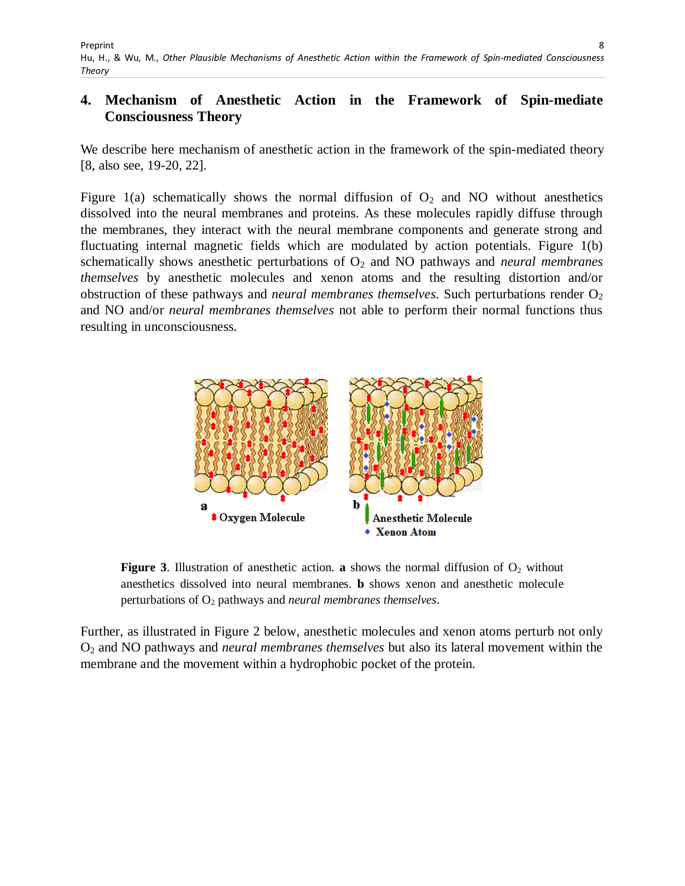## 4. Mechanism of Anesthetic Action in the Framework of Spin-mediate Consciousness Theory

We describe here mechanism of anesthetic action in the framework of the spin-mediated theory [8, also see, 19-20, 22].

Figure 1(a) schematically shows the normal diffusion of $O_2$ and NO without anesthetics dissolved into the neural membranes and proteins. As these molecules rapidly diffuse through the membranes, they interact with the neural membrane components and generate strong and fluctuating internal magnetic fields which are modulated by action potentials. Figure 1(b) schematically shows anesthetic perturbations of $O_2$ and NO pathways and *neural membranes themselves* by anesthetic molecules and xenon atoms and the resulting distortion and/or obstruction of these pathways and *neural membranes themselves*. Such perturbations render $O_2$ and NO and/or *neural membranes themselves* not able to perform their normal functions thus resulting in unconsciousness.

**Figure 3**. Illustration of anesthetic action. **a** shows the normal diffusion of $O_2$ without anesthetics dissolved into neural membranes. **b** shows xenon and anesthetic molecule perturbations of $O_2$ pathways and *neural membranes themselves*.

Further, as illustrated in Figure 2 below, anesthetic molecules and xenon atoms perturb not only $O_2$ and NO pathways and *neural membranes themselves* but also its lateral movement within the membrane and the movement within a hydrophobic pocket of the protein.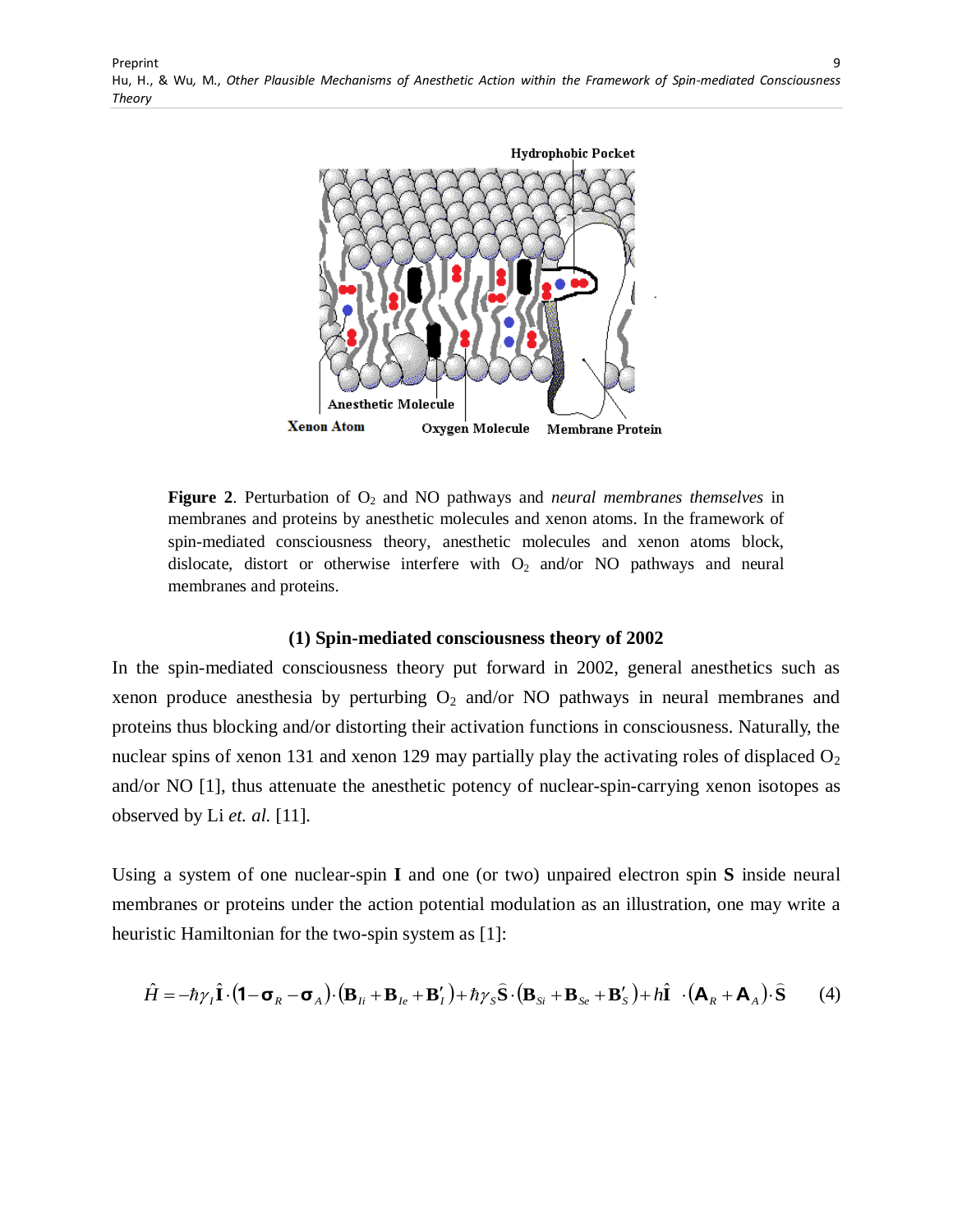**Figure 2**. Perturbation of $O_2$ and NO pathways and *neural membranes themselves* in membranes and proteins by anesthetic molecules and xenon atoms. In the framework of spin-mediated consciousness theory, anesthetic molecules and xenon atoms block, dislocate, distort or otherwise interfere with $O_2$ and/or NO pathways and neural membranes and proteins.

### (1) Spin-mediated consciousness theory of 2002

In the spin-mediated consciousness theory put forward in 2002, general anesthetics such as xenon produce anesthesia by perturbing $O_2$ and/or NO pathways in neural membranes and proteins thus blocking and/or distorting their activation functions in consciousness. Naturally, the nuclear spins of xenon 131 and xenon 129 may partially play the activating roles of displaced $O_2$ and/or NO [1], thus attenuate the anesthetic potency of nuclear-spin-carrying xenon isotopes as observed by Li *et. al.* [11].

Using a system of one nuclear-spin **I** and one (or two) unpaired electron spin **S** inside neural membranes or proteins under the action potential modulation as an illustration, one may write a heuristic Hamiltonian for the two-spin system as [1]:

$$\hat{H} = -\hbar\gamma_I \hat{\mathbf{I}} \cdot (\mathbf{1} - \boldsymbol{\sigma}_R - \boldsymbol{\sigma}_A) \cdot (\mathbf{B}_{Ii} + \mathbf{B}_{Ie} + \mathbf{B}'_I) + \hbar\gamma_S \hat{\mathbf{S}} \cdot (\mathbf{B}_{Si} + \mathbf{B}_{Se} + \mathbf{B}'_S) + h\hat{\mathbf{I}} \cdot (\mathbf{A}_R + \mathbf{A}_A) \cdot \hat{\mathbf{S}} \qquad (4)$$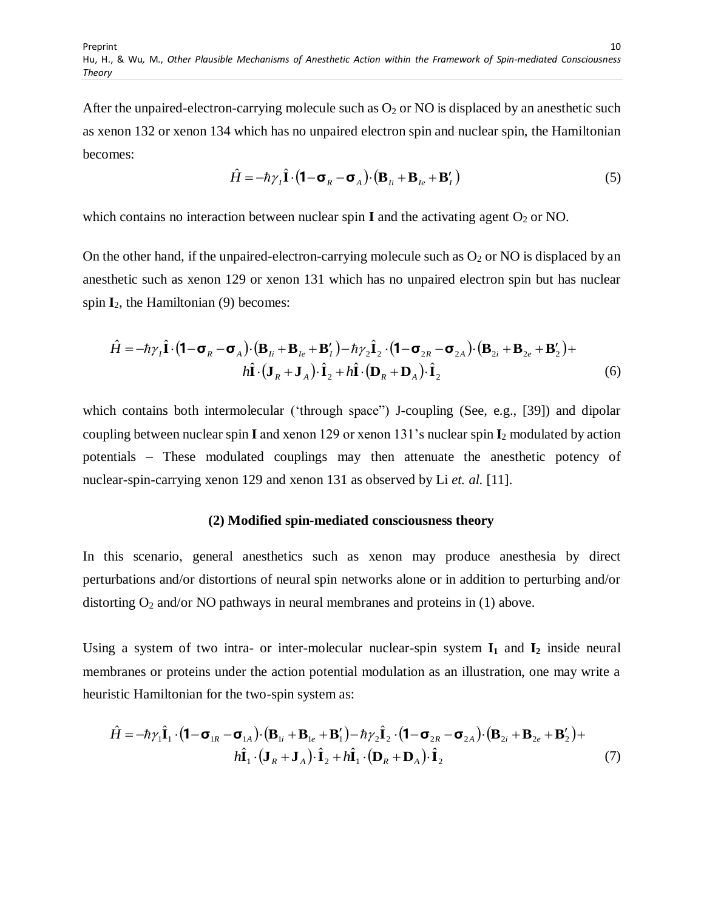After the unpaired-electron-carrying molecule such as $O_2$ or NO is displaced by an anesthetic such as xenon 132 or xenon 134 which has no unpaired electron spin and nuclear spin, the Hamiltonian becomes:

$$\hat{H} = -\hbar\gamma_I \hat{\mathbf{I}} \cdot \left(\mathbf{1} - \boldsymbol{\sigma}_R - \boldsymbol{\sigma}_A\right) \cdot \left(\mathbf{B}_{Ii} + \mathbf{B}_{Ie} + \mathbf{B}'_I\right) \tag{5}$$

which contains no interaction between nuclear spin **I** and the activating agent $O_2$ or NO.

On the other hand, if the unpaired-electron-carrying molecule such as $O_2$ or NO is displaced by an anesthetic such as xenon 129 or xenon 131 which has no unpaired electron spin but has nuclear spin $\mathbf{I}_2$, the Hamiltonian (9) becomes:

$$\begin{aligned}\hat{H} = &-\hbar\gamma_I \hat{\mathbf{I}} \cdot \left(\mathbf{1} - \boldsymbol{\sigma}_R - \boldsymbol{\sigma}_A\right) \cdot \left(\mathbf{B}_{Ii} + \mathbf{B}_{Ie} + \mathbf{B}'_I\right) - \hbar\gamma_2 \hat{\mathbf{I}}_2 \cdot \left(\mathbf{1} - \boldsymbol{\sigma}_{2R} - \boldsymbol{\sigma}_{2A}\right) \cdot \left(\mathbf{B}_{2i} + \mathbf{B}_{2e} + \mathbf{B}'_2\right) + \\ &h\hat{\mathbf{I}} \cdot \left(\mathbf{J}_R + \mathbf{J}_A\right) \cdot \hat{\mathbf{I}}_2 + h\hat{\mathbf{I}} \cdot \left(\mathbf{D}_R + \mathbf{D}_A\right) \cdot \hat{\mathbf{I}}_2\end{aligned} \tag{6}$$

which contains both intermolecular ('through space") J-coupling (See, e.g., [39]) and dipolar coupling between nuclear spin **I** and xenon 129 or xenon 131's nuclear spin $\mathbf{I}_2$ modulated by action potentials – These modulated couplings may then attenuate the anesthetic potency of nuclear-spin-carrying xenon 129 and xenon 131 as observed by Li *et. al.* [11].

**(2) Modified spin-mediated consciousness theory**

In this scenario, general anesthetics such as xenon may produce anesthesia by direct perturbations and/or distortions of neural spin networks alone or in addition to perturbing and/or distorting $O_2$ and/or NO pathways in neural membranes and proteins in (1) above.

Using a system of two intra- or inter-molecular nuclear-spin system $\mathbf{I_1}$ and $\mathbf{I_2}$ inside neural membranes or proteins under the action potential modulation as an illustration, one may write a heuristic Hamiltonian for the two-spin system as:

$$\begin{aligned}\hat{H} = &-\hbar\gamma_1 \hat{\mathbf{I}}_1 \cdot \left(\mathbf{1} - \boldsymbol{\sigma}_{1R} - \boldsymbol{\sigma}_{1A}\right) \cdot \left(\mathbf{B}_{1i} + \mathbf{B}_{1e} + \mathbf{B}'_1\right) - \hbar\gamma_2 \hat{\mathbf{I}}_2 \cdot \left(\mathbf{1} - \boldsymbol{\sigma}_{2R} - \boldsymbol{\sigma}_{2A}\right) \cdot \left(\mathbf{B}_{2i} + \mathbf{B}_{2e} + \mathbf{B}'_2\right) + \\ &h\hat{\mathbf{I}}_1 \cdot \left(\mathbf{J}_R + \mathbf{J}_A\right) \cdot \hat{\mathbf{I}}_2 + h\hat{\mathbf{I}}_1 \cdot \left(\mathbf{D}_R + \mathbf{D}_A\right) \cdot \hat{\mathbf{I}}_2\end{aligned} \tag{7}$$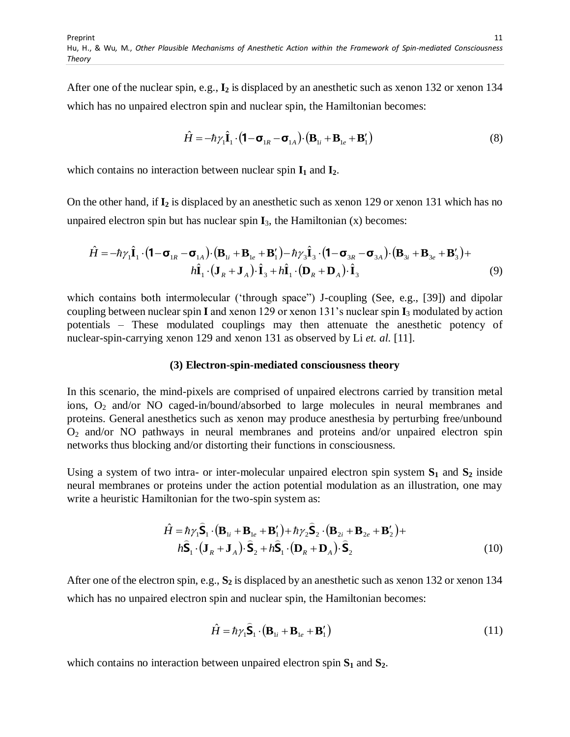After one of the nuclear spin, e.g., $\mathbf{I_2}$ is displaced by an anesthetic such as xenon 132 or xenon 134 which has no unpaired electron spin and nuclear spin, the Hamiltonian becomes:

$$\hat{H} = -\hbar\gamma_1\hat{\mathbf{I}}_1 \cdot \left(\mathbf{1} - \boldsymbol{\sigma}_{1R} - \boldsymbol{\sigma}_{1A}\right) \cdot \left(\mathbf{B}_{1i} + \mathbf{B}_{1e} + \mathbf{B}_1'\right) \tag{8}$$

which contains no interaction between nuclear spin $\mathbf{I_1}$ and $\mathbf{I_2}$.

On the other hand, if $\mathbf{I_2}$ is displaced by an anesthetic such as xenon 129 or xenon 131 which has no unpaired electron spin but has nuclear spin $\mathbf{I}_3$, the Hamiltonian (x) becomes:

$$\hat{H} = -\hbar\gamma_1\hat{\mathbf{I}}_1 \cdot \left(\mathbf{1} - \boldsymbol{\sigma}_{1R} - \boldsymbol{\sigma}_{1A}\right) \cdot \left(\mathbf{B}_{1i} + \mathbf{B}_{1e} + \mathbf{B}_1'\right) - \hbar\gamma_3\hat{\mathbf{I}}_3 \cdot \left(\mathbf{1} - \boldsymbol{\sigma}_{3R} - \boldsymbol{\sigma}_{3A}\right) \cdot \left(\mathbf{B}_{3i} + \mathbf{B}_{3e} + \mathbf{B}_3'\right) + h\hat{\mathbf{I}}_1 \cdot \left(\mathbf{J}_R + \mathbf{J}_A\right) \cdot \hat{\mathbf{I}}_3 + h\hat{\mathbf{I}}_1 \cdot \left(\mathbf{D}_R + \mathbf{D}_A\right) \cdot \hat{\mathbf{I}}_3 \tag{9}$$

which contains both intermolecular ('through space") J-coupling (See, e.g., [39]) and dipolar coupling between nuclear spin $\mathbf{I}$ and xenon 129 or xenon 131's nuclear spin $\mathbf{I}_3$ modulated by action potentials – These modulated couplings may then attenuate the anesthetic potency of nuclear-spin-carrying xenon 129 and xenon 131 as observed by Li *et. al.* [11].

### (3) Electron-spin-mediated consciousness theory

In this scenario, the mind-pixels are comprised of unpaired electrons carried by transition metal ions, $O_2$ and/or NO caged-in/bound/absorbed to large molecules in neural membranes and proteins. General anesthetics such as xenon may produce anesthesia by perturbing free/unbound $O_2$ and/or NO pathways in neural membranes and proteins and/or unpaired electron spin networks thus blocking and/or distorting their functions in consciousness.

Using a system of two intra- or inter-molecular unpaired electron spin system $\mathbf{S_1}$ and $\mathbf{S_2}$ inside neural membranes or proteins under the action potential modulation as an illustration, one may write a heuristic Hamiltonian for the two-spin system as:

$$\hat{H} = \hbar\gamma_1\hat{\mathbf{S}}_1 \cdot \left(\mathbf{B}_{1i} + \mathbf{B}_{1e} + \mathbf{B}_1'\right) + \hbar\gamma_2\hat{\mathbf{S}}_2 \cdot \left(\mathbf{B}_{2i} + \mathbf{B}_{2e} + \mathbf{B}_2'\right) + h\hat{\mathbf{S}}_1 \cdot \left(\mathbf{J}_R + \mathbf{J}_A\right) \cdot \hat{\mathbf{S}}_2 + h\hat{\mathbf{S}}_1 \cdot \left(\mathbf{D}_R + \mathbf{D}_A\right) \cdot \hat{\mathbf{S}}_2 \tag{10}$$

After one of the electron spin, e.g., $\mathbf{S_2}$ is displaced by an anesthetic such as xenon 132 or xenon 134 which has no unpaired electron spin and nuclear spin, the Hamiltonian becomes:

$$\hat{H} = \hbar\gamma_1\hat{\mathbf{S}}_1 \cdot \left(\mathbf{B}_{1i} + \mathbf{B}_{1e} + \mathbf{B}_1'\right) \tag{11}$$

which contains no interaction between unpaired electron spin $\mathbf{S_1}$ and $\mathbf{S_2}$.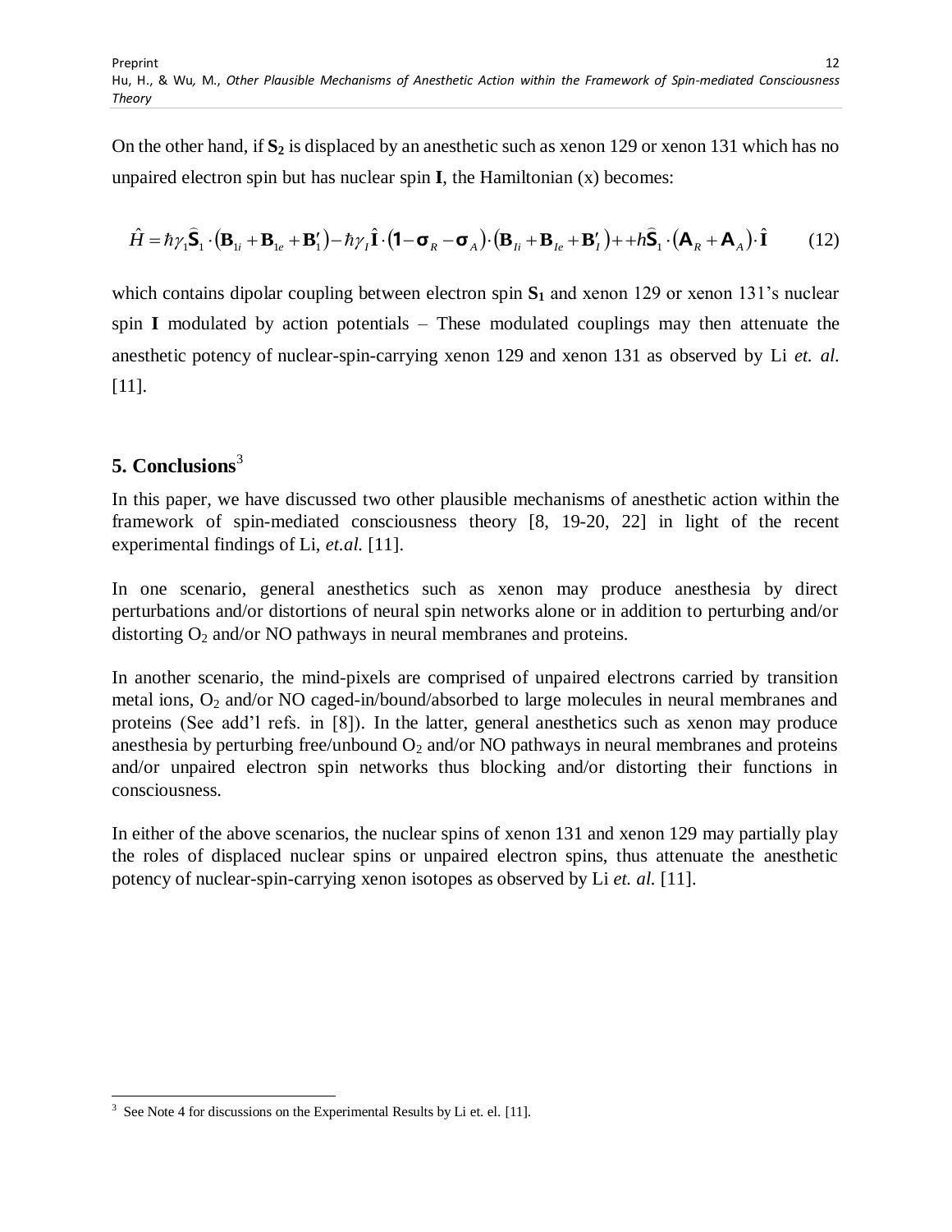On the other hand, if $\mathbf{S_2}$ is displaced by an anesthetic such as xenon 129 or xenon 131 which has no unpaired electron spin but has nuclear spin $\mathbf{I}$, the Hamiltonian (x) becomes:

$$\hat{H} = \hbar\gamma_1 \hat{\mathbf{S}}_1 \cdot (\mathbf{B}_{1i} + \mathbf{B}_{1e} + \mathbf{B}'_1) - \hbar\gamma_I \hat{\mathbf{I}} \cdot (\mathbf{1} - \boldsymbol{\sigma}_R - \boldsymbol{\sigma}_A) \cdot (\mathbf{B}_{Ii} + \mathbf{B}_{Ie} + \mathbf{B}'_I) + + h\hat{\mathbf{S}}_1 \cdot (\mathbf{A}_R + \mathbf{A}_A) \cdot \hat{\mathbf{I}} \qquad (12)$$

which contains dipolar coupling between electron spin $\mathbf{S_1}$ and xenon 129 or xenon 131's nuclear spin $\mathbf{I}$ modulated by action potentials – These modulated couplings may then attenuate the anesthetic potency of nuclear-spin-carrying xenon 129 and xenon 131 as observed by Li *et. al.* [11].

## 5. Conclusions[3]

In this paper, we have discussed two other plausible mechanisms of anesthetic action within the framework of spin-mediated consciousness theory [8, 19-20, 22] in light of the recent experimental findings of Li, *et.al.* [11].

In one scenario, general anesthetics such as xenon may produce anesthesia by direct perturbations and/or distortions of neural spin networks alone or in addition to perturbing and/or distorting $O_2$ and/or NO pathways in neural membranes and proteins.

In another scenario, the mind-pixels are comprised of unpaired electrons carried by transition metal ions, $O_2$ and/or NO caged-in/bound/absorbed to large molecules in neural membranes and proteins (See add'l refs. in [8]). In the latter, general anesthetics such as xenon may produce anesthesia by perturbing free/unbound $O_2$ and/or NO pathways in neural membranes and proteins and/or unpaired electron spin networks thus blocking and/or distorting their functions in consciousness.

In either of the above scenarios, the nuclear spins of xenon 131 and xenon 129 may partially play the roles of displaced nuclear spins or unpaired electron spins, thus attenuate the anesthetic potency of nuclear-spin-carrying xenon isotopes as observed by Li *et. al.* [11].

---

[3] See Note 4 for discussions on the Experimental Results by Li et. el. [11].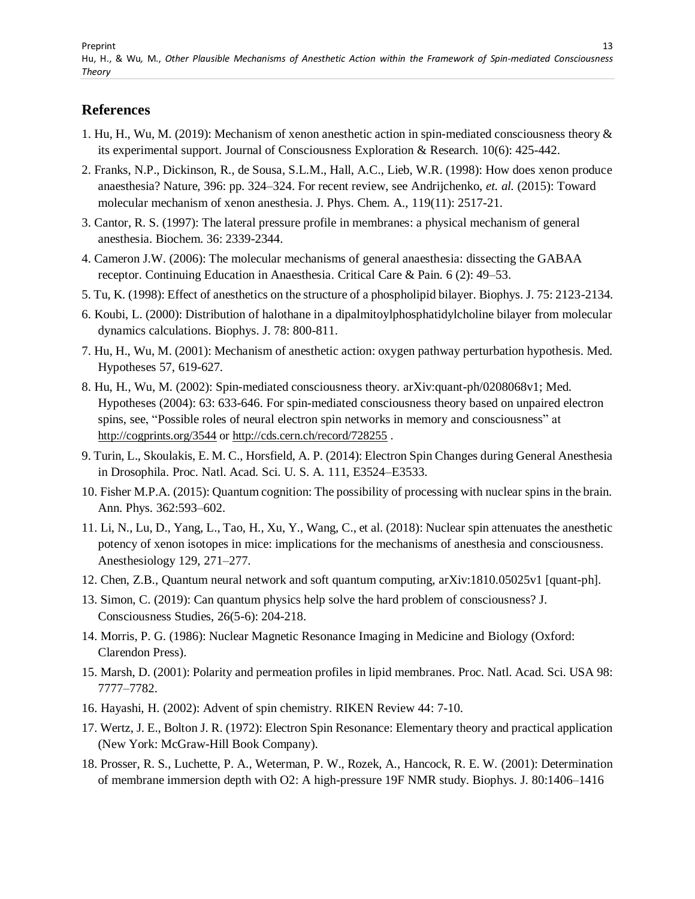## References

1. Hu, H., Wu, M. (2019): Mechanism of xenon anesthetic action in spin-mediated consciousness theory & its experimental support. Journal of Consciousness Exploration & Research. 10(6): 425-442.
2. Franks, N.P., Dickinson, R., de Sousa, S.L.M., Hall, A.C., Lieb, W.R. (1998): How does xenon produce anaesthesia? Nature, 396: pp. 324–324. For recent review, see Andrijchenko, *et. al.* (2015): Toward molecular mechanism of xenon anesthesia. J. Phys. Chem. A., 119(11): 2517-21.
3. Cantor, R. S. (1997): The lateral pressure profile in membranes: a physical mechanism of general anesthesia. Biochem. 36: 2339-2344.
4. Cameron J.W. (2006): The molecular mechanisms of general anaesthesia: dissecting the GABAA receptor. Continuing Education in Anaesthesia. Critical Care & Pain. 6 (2): 49–53.
5. Tu, K. (1998): Effect of anesthetics on the structure of a phospholipid bilayer. Biophys. J. 75: 2123-2134.
6. Koubi, L. (2000): Distribution of halothane in a dipalmitoylphosphatidylcholine bilayer from molecular dynamics calculations. Biophys. J. 78: 800-811.
7. Hu, H., Wu, M. (2001): Mechanism of anesthetic action: oxygen pathway perturbation hypothesis. Med. Hypotheses 57, 619-627.
8. Hu, H., Wu, M. (2002): Spin-mediated consciousness theory. arXiv:quant-ph/0208068v1; Med. Hypotheses (2004): 63: 633-646. For spin-mediated consciousness theory based on unpaired electron spins, see, "Possible roles of neural electron spin networks in memory and consciousness" at http://cogprints.org/3544 or http://cds.cern.ch/record/728255 .
9. Turin, L., Skoulakis, E. M. C., Horsfield, A. P. (2014): Electron Spin Changes during General Anesthesia in Drosophila. Proc. Natl. Acad. Sci. U. S. A. 111, E3524–E3533.
10. Fisher M.P.A. (2015): Quantum cognition: The possibility of processing with nuclear spins in the brain. Ann. Phys. 362:593–602.
11. Li, N., Lu, D., Yang, L., Tao, H., Xu, Y., Wang, C., et al. (2018): Nuclear spin attenuates the anesthetic potency of xenon isotopes in mice: implications for the mechanisms of anesthesia and consciousness. Anesthesiology 129, 271–277.
12. Chen, Z.B., Quantum neural network and soft quantum computing, arXiv:1810.05025v1 [quant-ph].
13. Simon, C. (2019): Can quantum physics help solve the hard problem of consciousness? J. Consciousness Studies, 26(5-6): 204-218.
14. Morris, P. G. (1986): Nuclear Magnetic Resonance Imaging in Medicine and Biology (Oxford: Clarendon Press).
15. Marsh, D. (2001): Polarity and permeation profiles in lipid membranes. Proc. Natl. Acad. Sci. USA 98: 7777–7782.
16. Hayashi, H. (2002): Advent of spin chemistry. RIKEN Review 44: 7-10.
17. Wertz, J. E., Bolton J. R. (1972): Electron Spin Resonance: Elementary theory and practical application (New York: McGraw-Hill Book Company).
18. Prosser, R. S., Luchette, P. A., Weterman, P. W., Rozek, A., Hancock, R. E. W. (2001): Determination of membrane immersion depth with O2: A high-pressure 19F NMR study. Biophys. J. 80:1406–1416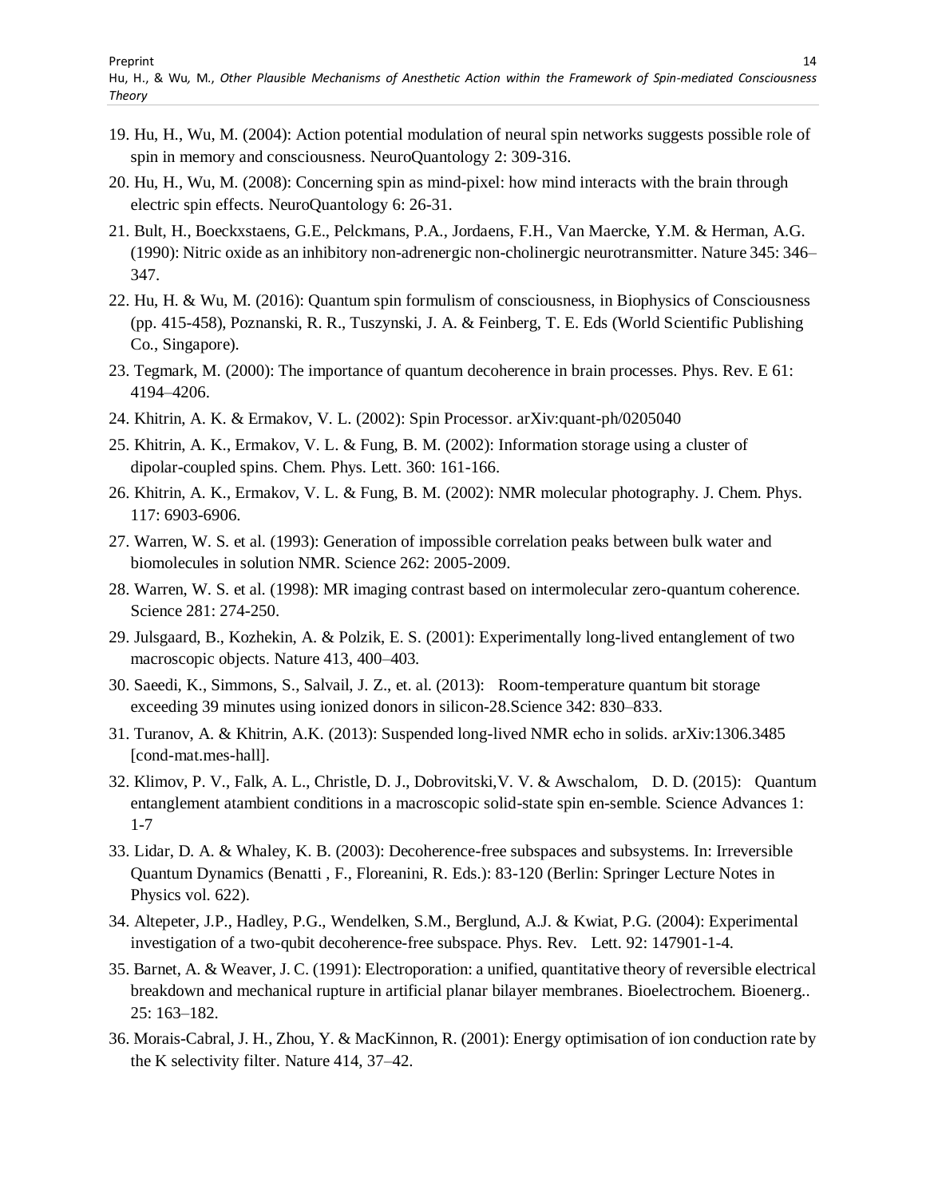19. Hu, H., Wu, M. (2004): Action potential modulation of neural spin networks suggests possible role of spin in memory and consciousness. NeuroQuantology 2: 309-316.
20. Hu, H., Wu, M. (2008): Concerning spin as mind-pixel: how mind interacts with the brain through electric spin effects. NeuroQuantology 6: 26-31.
21. Bult, H., Boeckxstaens, G.E., Pelckmans, P.A., Jordaens, F.H., Van Maercke, Y.M. & Herman, A.G. (1990): Nitric oxide as an inhibitory non-adrenergic non-cholinergic neurotransmitter. Nature 345: 346–347.
22. Hu, H. & Wu, M. (2016): Quantum spin formulism of consciousness, in Biophysics of Consciousness (pp. 415-458), Poznanski, R. R., Tuszynski, J. A. & Feinberg, T. E. Eds (World Scientific Publishing Co., Singapore).
23. Tegmark, M. (2000): The importance of quantum decoherence in brain processes. Phys. Rev. E 61: 4194–4206.
24. Khitrin, A. K. & Ermakov, V. L. (2002): Spin Processor. arXiv:quant-ph/0205040
25. Khitrin, A. K., Ermakov, V. L. & Fung, B. M. (2002): Information storage using a cluster of dipolar-coupled spins. Chem. Phys. Lett. 360: 161-166.
26. Khitrin, A. K., Ermakov, V. L. & Fung, B. M. (2002): NMR molecular photography. J. Chem. Phys. 117: 6903-6906.
27. Warren, W. S. et al. (1993): Generation of impossible correlation peaks between bulk water and biomolecules in solution NMR. Science 262: 2005-2009.
28. Warren, W. S. et al. (1998): MR imaging contrast based on intermolecular zero-quantum coherence. Science 281: 274-250.
29. Julsgaard, B., Kozhekin, A. & Polzik, E. S. (2001): Experimentally long-lived entanglement of two macroscopic objects. Nature 413, 400–403.
30. Saeedi, K., Simmons, S., Salvail, J. Z., et. al. (2013): Room-temperature quantum bit storage exceeding 39 minutes using ionized donors in silicon-28.Science 342: 830–833.
31. Turanov, A. & Khitrin, A.K. (2013): Suspended long-lived NMR echo in solids. arXiv:1306.3485 [cond-mat.mes-hall].
32. Klimov, P. V., Falk, A. L., Christle, D. J., Dobrovitski,V. V. & Awschalom, D. D. (2015): Quantum entanglement atambient conditions in a macroscopic solid-state spin en-semble. Science Advances 1: 1-7
33. Lidar, D. A. & Whaley, K. B. (2003): Decoherence-free subspaces and subsystems. In: Irreversible Quantum Dynamics (Benatti , F., Floreanini, R. Eds.): 83-120 (Berlin: Springer Lecture Notes in Physics vol. 622).
34. Altepeter, J.P., Hadley, P.G., Wendelken, S.M., Berglund, A.J. & Kwiat, P.G. (2004): Experimental investigation of a two-qubit decoherence-free subspace. Phys. Rev. Lett. 92: 147901-1-4.
35. Barnet, A. & Weaver, J. C. (1991): Electroporation: a unified, quantitative theory of reversible electrical breakdown and mechanical rupture in artificial planar bilayer membranes. Bioelectrochem. Bioenerg.. 25: 163–182.
36. Morais-Cabral, J. H., Zhou, Y. & MacKinnon, R. (2001): Energy optimisation of ion conduction rate by the K selectivity filter. Nature 414, 37–42.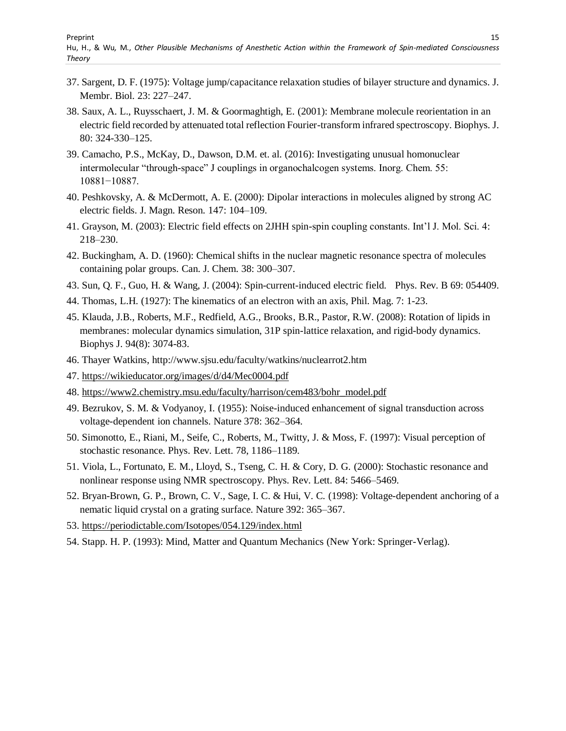37. Sargent, D. F. (1975): Voltage jump/capacitance relaxation studies of bilayer structure and dynamics. J. Membr. Biol. 23: 227–247.
38. Saux, A. L., Ruysschaert, J. M. & Goormaghtigh, E. (2001): Membrane molecule reorientation in an electric field recorded by attenuated total reflection Fourier-transform infrared spectroscopy. Biophys. J. 80: 324-330–125.
39. Camacho, P.S., McKay, D., Dawson, D.M. et. al. (2016): Investigating unusual homonuclear intermolecular "through-space" J couplings in organochalcogen systems. Inorg. Chem. 55: 10881−10887.
40. Peshkovsky, A. & McDermott, A. E. (2000): Dipolar interactions in molecules aligned by strong AC electric fields. J. Magn. Reson. 147: 104–109.
41. Grayson, M. (2003): Electric field effects on 2JHH spin-spin coupling constants. Int'l J. Mol. Sci. 4: 218–230.
42. Buckingham, A. D. (1960): Chemical shifts in the nuclear magnetic resonance spectra of molecules containing polar groups. Can. J. Chem. 38: 300–307.
43. Sun, Q. F., Guo, H. & Wang, J. (2004): Spin-current-induced electric field. Phys. Rev. B 69: 054409.
44. Thomas, L.H. (1927): The kinematics of an electron with an axis, Phil. Mag. 7: 1-23.
45. Klauda, J.B., Roberts, M.F., Redfield, A.G., Brooks, B.R., Pastor, R.W. (2008): Rotation of lipids in membranes: molecular dynamics simulation, 31P spin-lattice relaxation, and rigid-body dynamics. Biophys J. 94(8): 3074-83.
46. Thayer Watkins, http://www.sjsu.edu/faculty/watkins/nuclearrot2.htm
47. https://wikieducator.org/images/d/d4/Mec0004.pdf
48. https://www2.chemistry.msu.edu/faculty/harrison/cem483/bohr_model.pdf
49. Bezrukov, S. M. & Vodyanoy, I. (1955): Noise-induced enhancement of signal transduction across voltage-dependent ion channels. Nature 378: 362–364.
50. Simonotto, E., Riani, M., Seife, C., Roberts, M., Twitty, J. & Moss, F. (1997): Visual perception of stochastic resonance. Phys. Rev. Lett. 78, 1186–1189.
51. Viola, L., Fortunato, E. M., Lloyd, S., Tseng, C. H. & Cory, D. G. (2000): Stochastic resonance and nonlinear response using NMR spectroscopy. Phys. Rev. Lett. 84: 5466–5469.
52. Bryan-Brown, G. P., Brown, C. V., Sage, I. C. & Hui, V. C. (1998): Voltage-dependent anchoring of a nematic liquid crystal on a grating surface. Nature 392: 365–367.
53. https://periodictable.com/Isotopes/054.129/index.html
54. Stapp. H. P. (1993): Mind, Matter and Quantum Mechanics (New York: Springer-Verlag).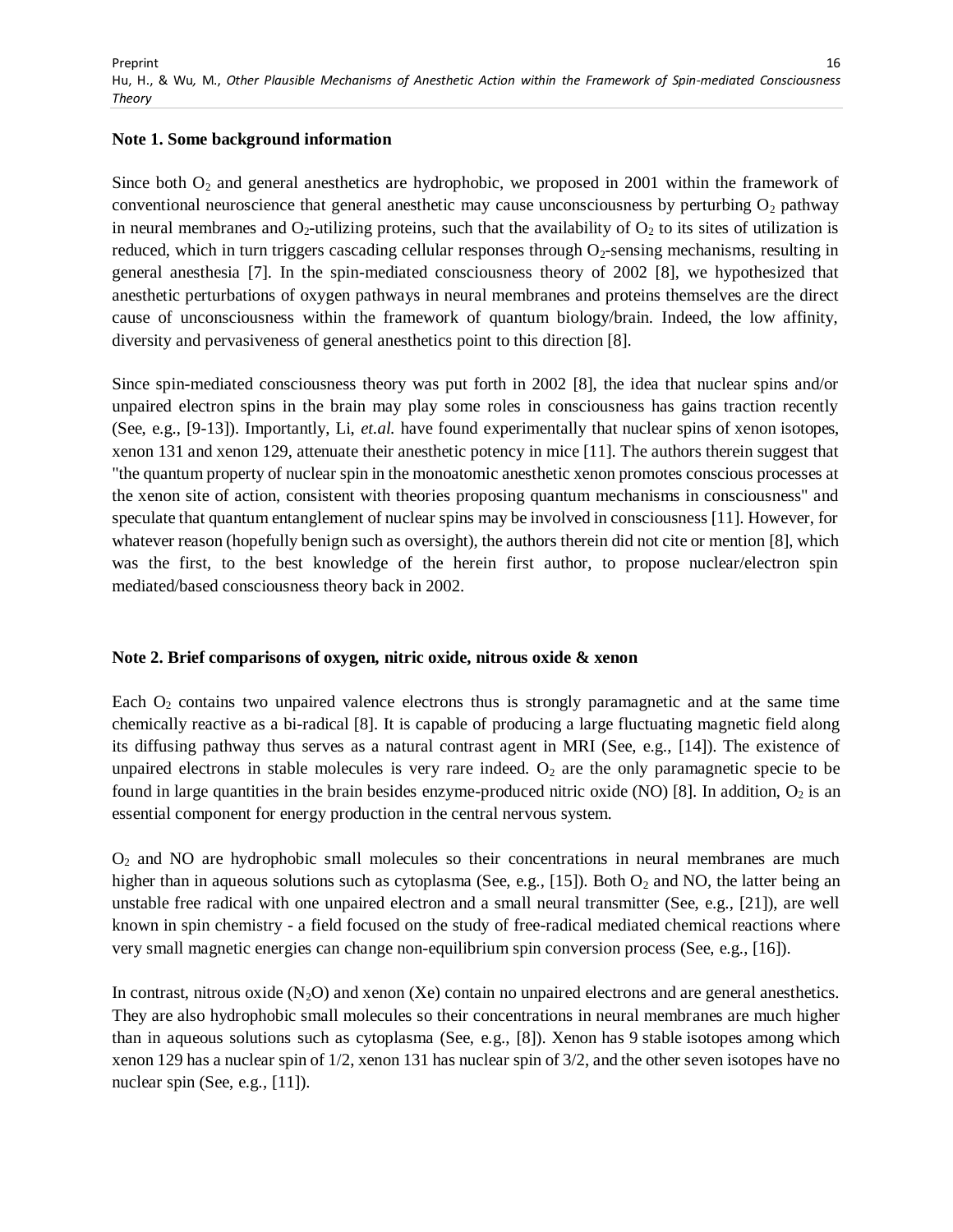**Note 1. Some background information**

Since both $O_2$ and general anesthetics are hydrophobic, we proposed in 2001 within the framework of conventional neuroscience that general anesthetic may cause unconsciousness by perturbing $O_2$ pathway in neural membranes and $O_2$-utilizing proteins, such that the availability of $O_2$ to its sites of utilization is reduced, which in turn triggers cascading cellular responses through $O_2$-sensing mechanisms, resulting in general anesthesia [7]. In the spin-mediated consciousness theory of 2002 [8], we hypothesized that anesthetic perturbations of oxygen pathways in neural membranes and proteins themselves are the direct cause of unconsciousness within the framework of quantum biology/brain. Indeed, the low affinity, diversity and pervasiveness of general anesthetics point to this direction [8].

Since spin-mediated consciousness theory was put forth in 2002 [8], the idea that nuclear spins and/or unpaired electron spins in the brain may play some roles in consciousness has gains traction recently (See, e.g., [9-13]). Importantly, Li, *et.al.* have found experimentally that nuclear spins of xenon isotopes, xenon 131 and xenon 129, attenuate their anesthetic potency in mice [11]. The authors therein suggest that "the quantum property of nuclear spin in the monoatomic anesthetic xenon promotes conscious processes at the xenon site of action, consistent with theories proposing quantum mechanisms in consciousness" and speculate that quantum entanglement of nuclear spins may be involved in consciousness [11]. However, for whatever reason (hopefully benign such as oversight), the authors therein did not cite or mention [8], which was the first, to the best knowledge of the herein first author, to propose nuclear/electron spin mediated/based consciousness theory back in 2002.

**Note 2. Brief comparisons of oxygen, nitric oxide, nitrous oxide & xenon**

Each $O_2$ contains two unpaired valence electrons thus is strongly paramagnetic and at the same time chemically reactive as a bi-radical [8]. It is capable of producing a large fluctuating magnetic field along its diffusing pathway thus serves as a natural contrast agent in MRI (See, e.g., [14]). The existence of unpaired electrons in stable molecules is very rare indeed. $O_2$ are the only paramagnetic specie to be found in large quantities in the brain besides enzyme-produced nitric oxide (NO) [8]. In addition, $O_2$ is an essential component for energy production in the central nervous system.

$O_2$ and NO are hydrophobic small molecules so their concentrations in neural membranes are much higher than in aqueous solutions such as cytoplasma (See, e.g., [15]). Both $O_2$ and NO, the latter being an unstable free radical with one unpaired electron and a small neural transmitter (See, e.g., [21]), are well known in spin chemistry - a field focused on the study of free-radical mediated chemical reactions where very small magnetic energies can change non-equilibrium spin conversion process (See, e.g., [16]).

In contrast, nitrous oxide ($N_2O$) and xenon (Xe) contain no unpaired electrons and are general anesthetics. They are also hydrophobic small molecules so their concentrations in neural membranes are much higher than in aqueous solutions such as cytoplasma (See, e.g., [8]). Xenon has 9 stable isotopes among which xenon 129 has a nuclear spin of 1/2, xenon 131 has nuclear spin of 3/2, and the other seven isotopes have no nuclear spin (See, e.g., [11]).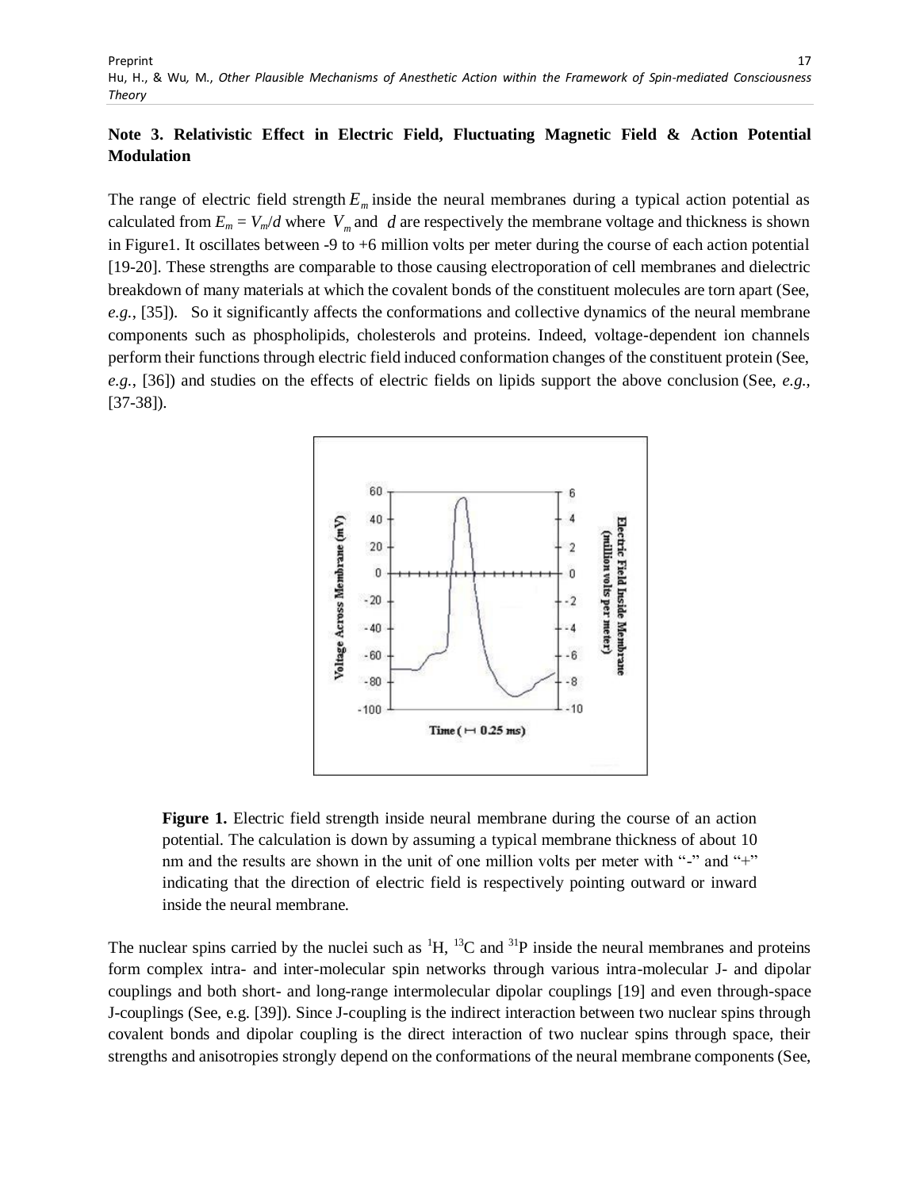**Note 3. Relativistic Effect in Electric Field, Fluctuating Magnetic Field & Action Potential Modulation**

The range of electric field strength $E_m$ inside the neural membranes during a typical action potential as calculated from $E_m = V_m/d$ where $V_m$ and $d$ are respectively the membrane voltage and thickness is shown in Figure1. It oscillates between -9 to +6 million volts per meter during the course of each action potential [19-20]. These strengths are comparable to those causing electroporation of cell membranes and dielectric breakdown of many materials at which the covalent bonds of the constituent molecules are torn apart (See, *e.g.*, [35]). So it significantly affects the conformations and collective dynamics of the neural membrane components such as phospholipids, cholesterols and proteins. Indeed, voltage-dependent ion channels perform their functions through electric field induced conformation changes of the constituent protein (See, *e.g.*, [36]) and studies on the effects of electric fields on lipids support the above conclusion (See, *e.g.*, [37-38]).

**Figure 1.** Electric field strength inside neural membrane during the course of an action potential. The calculation is down by assuming a typical membrane thickness of about 10 nm and the results are shown in the unit of one million volts per meter with "-" and "+" indicating that the direction of electric field is respectively pointing outward or inward inside the neural membrane.

The nuclear spins carried by the nuclei such as $^{1}H$, $^{13}C$ and $^{31}P$ inside the neural membranes and proteins form complex intra- and inter-molecular spin networks through various intra-molecular J- and dipolar couplings and both short- and long-range intermolecular dipolar couplings [19] and even through-space J-couplings (See, e.g. [39]). Since J-coupling is the indirect interaction between two nuclear spins through covalent bonds and dipolar coupling is the direct interaction of two nuclear spins through space, their strengths and anisotropies strongly depend on the conformations of the neural membrane components (See,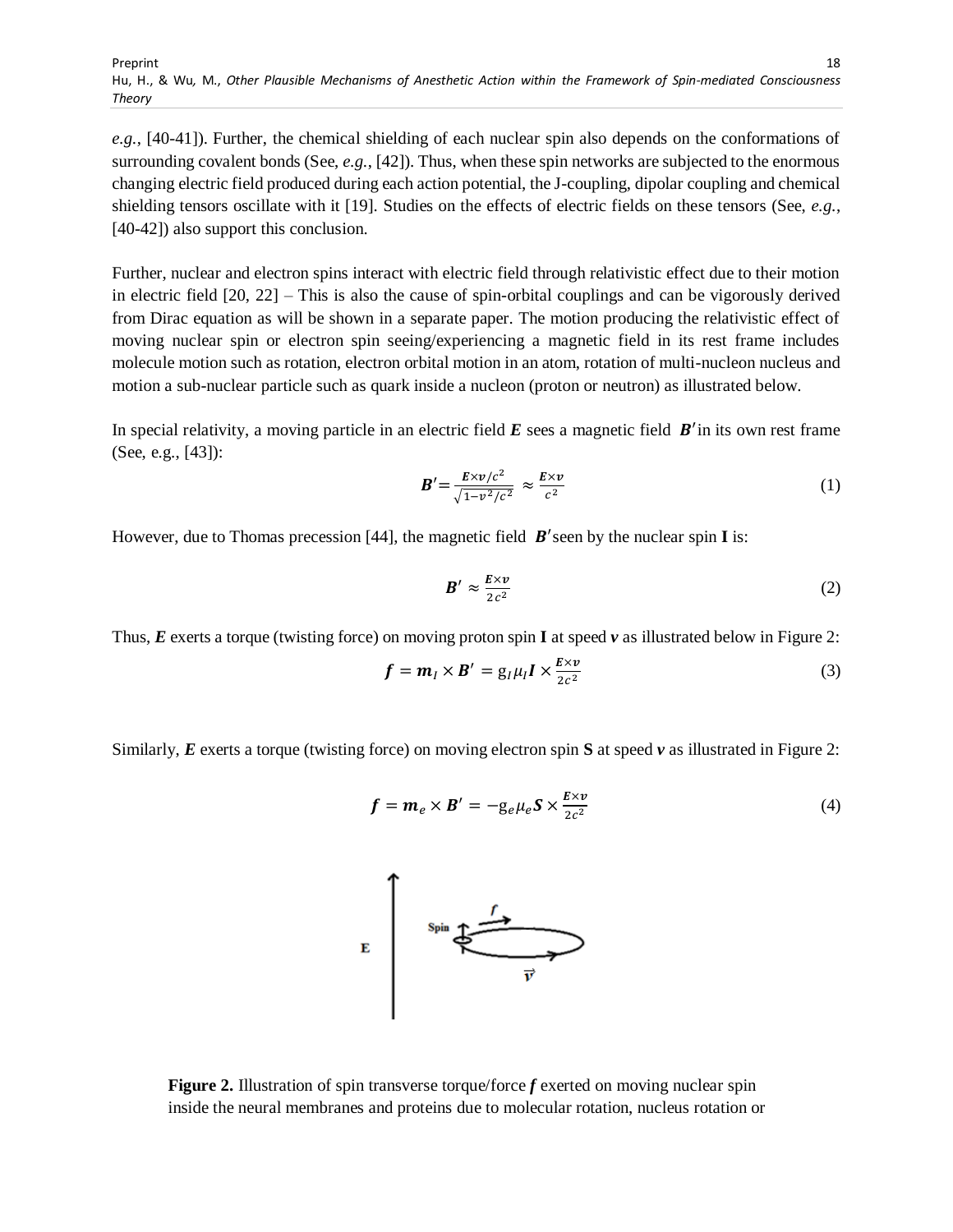*e.g.*, [40-41]). Further, the chemical shielding of each nuclear spin also depends on the conformations of surrounding covalent bonds (See, *e.g.*, [42]). Thus, when these spin networks are subjected to the enormous changing electric field produced during each action potential, the J-coupling, dipolar coupling and chemical shielding tensors oscillate with it [19]. Studies on the effects of electric fields on these tensors (See, *e.g.*, [40-42]) also support this conclusion.

Further, nuclear and electron spins interact with electric field through relativistic effect due to their motion in electric field [20, 22] – This is also the cause of spin-orbital couplings and can be vigorously derived from Dirac equation as will be shown in a separate paper. The motion producing the relativistic effect of moving nuclear spin or electron spin seeing/experiencing a magnetic field in its rest frame includes molecule motion such as rotation, electron orbital motion in an atom, rotation of multi-nucleon nucleus and motion a sub-nuclear particle such as quark inside a nucleon (proton or neutron) as illustrated below.

In special relativity, a moving particle in an electric field $\boldsymbol{E}$ sees a magnetic field $\boldsymbol{B}'$ in its own rest frame (See, e.g., [43]):

$$\boldsymbol{B}' = \frac{\boldsymbol{E}\times\boldsymbol{v}/c^2}{\sqrt{1-v^2/c^2}} \approx \frac{\boldsymbol{E}\times\boldsymbol{v}}{c^2} \tag{1}$$

However, due to Thomas precession [44], the magnetic field $\boldsymbol{B}'$ seen by the nuclear spin **I** is:

$$\boldsymbol{B}' \approx \frac{\boldsymbol{E}\times\boldsymbol{v}}{2c^2} \tag{2}$$

Thus, $\boldsymbol{E}$ exerts a torque (twisting force) on moving proton spin **I** at speed $\boldsymbol{v}$ as illustrated below in Figure 2:

$$\boldsymbol{f} = \boldsymbol{m}_I \times \boldsymbol{B}' = g_I \mu_I \boldsymbol{I} \times \frac{\boldsymbol{E}\times\boldsymbol{v}}{2c^2} \tag{3}$$

Similarly, $\boldsymbol{E}$ exerts a torque (twisting force) on moving electron spin **S** at speed $\boldsymbol{v}$ as illustrated in Figure 2:

$$\boldsymbol{f} = \boldsymbol{m}_e \times \boldsymbol{B}' = -g_e \mu_e \boldsymbol{S} \times \frac{\boldsymbol{E}\times\boldsymbol{v}}{2c^2} \tag{4}$$

**Figure 2.** Illustration of spin transverse torque/force $\boldsymbol{f}$ exerted on moving nuclear spin inside the neural membranes and proteins due to molecular rotation, nucleus rotation or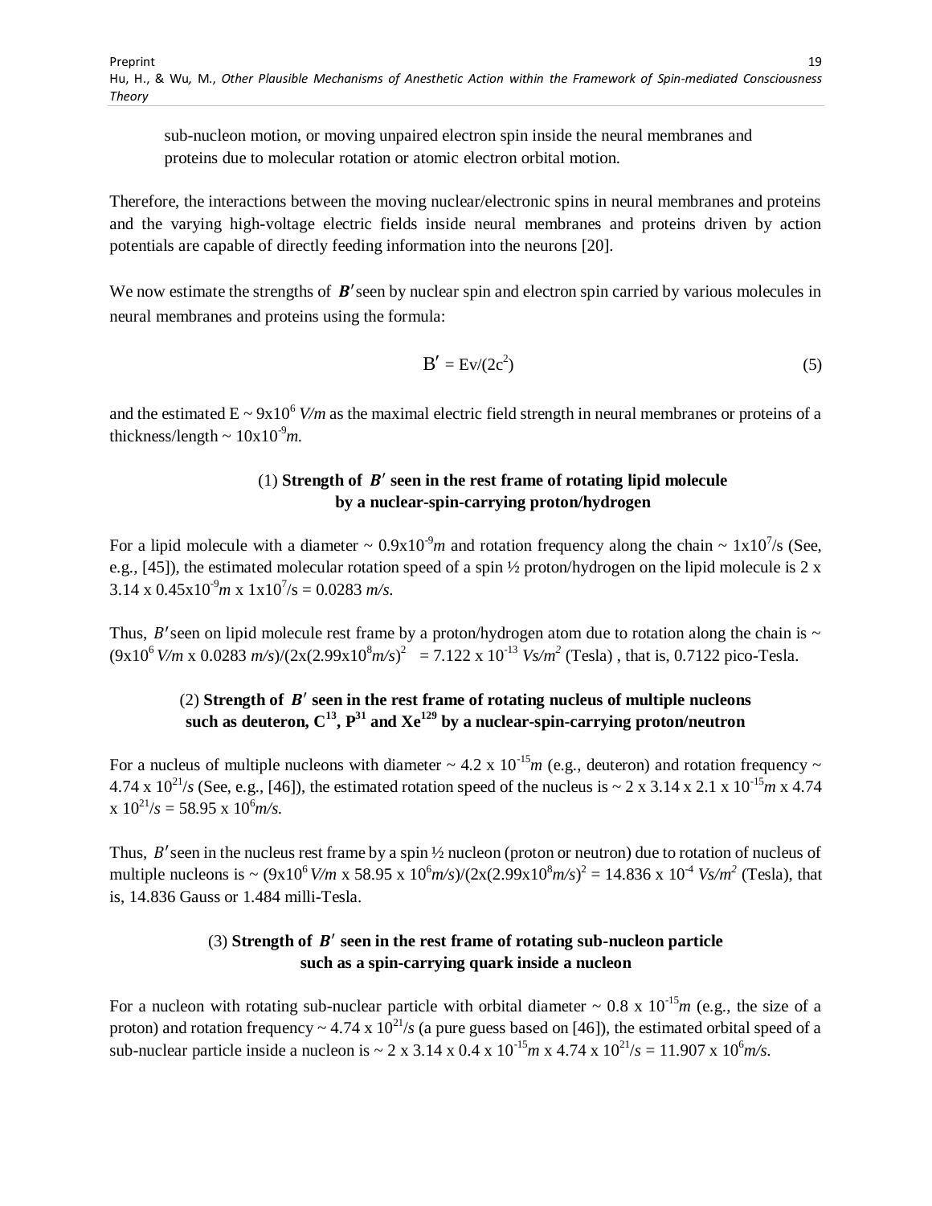sub-nucleon motion, or moving unpaired electron spin inside the neural membranes and proteins due to molecular rotation or atomic electron orbital motion.

Therefore, the interactions between the moving nuclear/electronic spins in neural membranes and proteins and the varying high-voltage electric fields inside neural membranes and proteins driven by action potentials are capable of directly feeding information into the neurons [20].

We now estimate the strengths of $\boldsymbol{B'}$ seen by nuclear spin and electron spin carried by various molecules in neural membranes and proteins using the formula:

$$B' = Ev/(2c^2) \tag{5}$$

and the estimated E ~ $9\text{x}10^6$ *V/m* as the maximal electric field strength in neural membranes or proteins of a thickness/length ~ $10\text{x}10^{-9}$*m*.

### (1) Strength of $\boldsymbol{B'}$ seen in the rest frame of rotating lipid molecule by a nuclear-spin-carrying proton/hydrogen

For a lipid molecule with a diameter ~ $0.9\text{x}10^{-9}$*m* and rotation frequency along the chain ~ $1\text{x}10^7$/s (See, e.g., [45]), the estimated molecular rotation speed of a spin ½ proton/hydrogen on the lipid molecule is 2 x 3.14 x $0.45\text{x}10^{-9}$*m* x $1\text{x}10^7$/s = 0.0283 *m/s*.

Thus, $B'$ seen on lipid molecule rest frame by a proton/hydrogen atom due to rotation along the chain is ~ ($9\text{x}10^6$ *V/m* x 0.0283 *m/s*)/(2x($2.99\text{x}10^8$*m/s*)$^2$ = 7.122 x $10^{-13}$ *Vs/m$^2$* (Tesla) , that is, 0.7122 pico-Tesla.

### (2) Strength of $\boldsymbol{B'}$ seen in the rest frame of rotating nucleus of multiple nucleons such as deuteron, $C^{13}$, $P^{31}$ and $Xe^{129}$ by a nuclear-spin-carrying proton/neutron

For a nucleus of multiple nucleons with diameter ~ 4.2 x $10^{-15}$*m* (e.g., deuteron) and rotation frequency ~ 4.74 x $10^{21}$/*s* (See, e.g., [46]), the estimated rotation speed of the nucleus is ~ 2 x 3.14 x 2.1 x $10^{-15}$*m* x 4.74 x $10^{21}$/*s* = 58.95 x $10^6$*m/s*.

Thus, $B'$ seen in the nucleus rest frame by a spin ½ nucleon (proton or neutron) due to rotation of nucleus of multiple nucleons is ~ ($9\text{x}10^6$ *V/m* x 58.95 x $10^6$*m/s*)/(2x($2.99\text{x}10^8$*m/s*)$^2$ = 14.836 x $10^{-4}$ *Vs/m$^2$* (Tesla), that is, 14.836 Gauss or 1.484 milli-Tesla.

### (3) Strength of $\boldsymbol{B'}$ seen in the rest frame of rotating sub-nucleon particle such as a spin-carrying quark inside a nucleon

For a nucleon with rotating sub-nuclear particle with orbital diameter ~ 0.8 x $10^{-15}$*m* (e.g., the size of a proton) and rotation frequency ~ 4.74 x $10^{21}$/*s* (a pure guess based on [46]), the estimated orbital speed of a sub-nuclear particle inside a nucleon is ~ 2 x 3.14 x 0.4 x $10^{-15}$*m* x 4.74 x $10^{21}$/*s* = 11.907 x $10^6$*m/s*.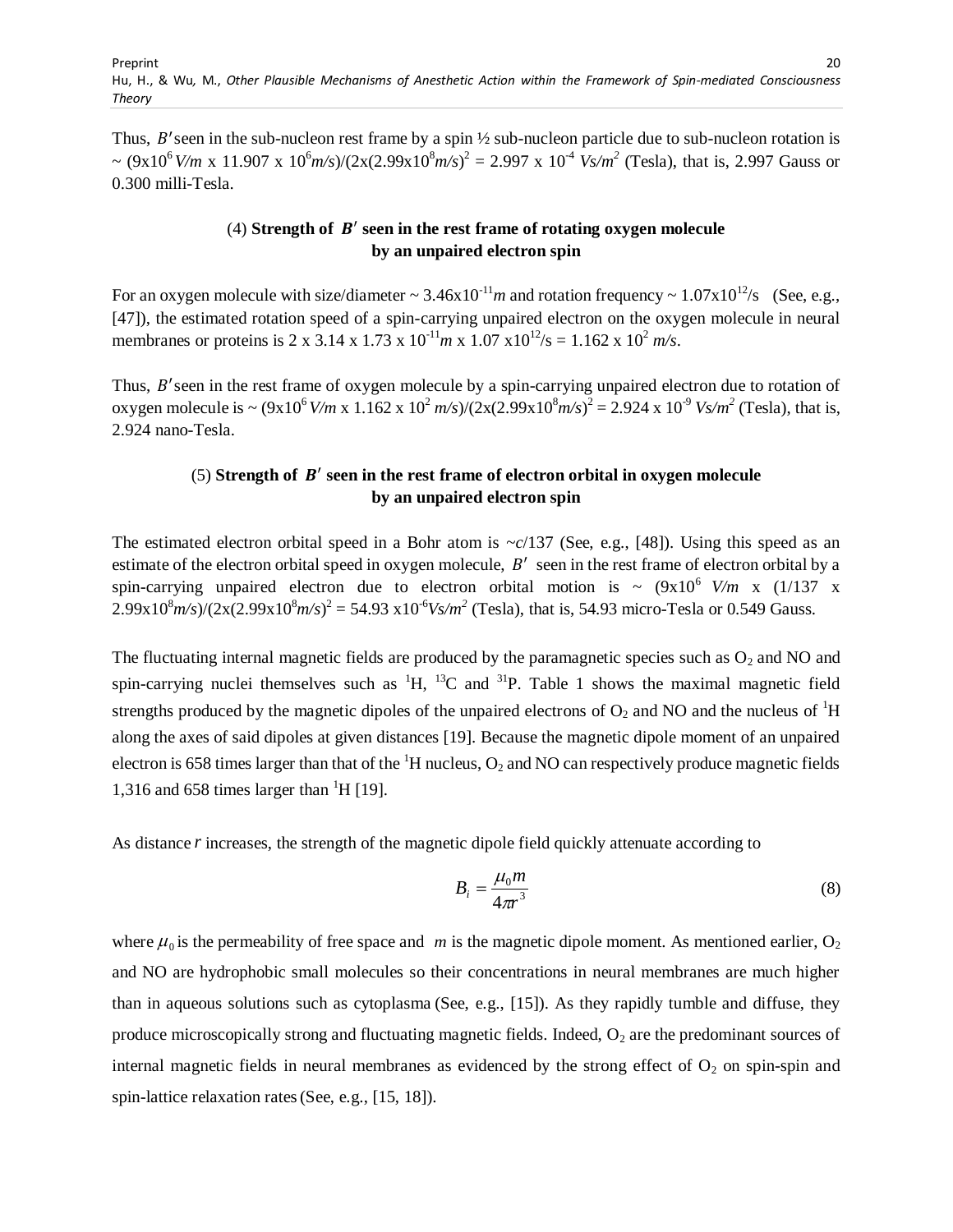Thus, $B'$ seen in the sub-nucleon rest frame by a spin ½ sub-nucleon particle due to sub-nucleon rotation is ~ $(9\text{x}10^6\ V/m \text{ x } 11.907 \text{ x } 10^6 m/s)/(2\text{x}(2.99\text{x}10^8 m/s)^2 = 2.997 \text{ x } 10^{-4}\ Vs/m^2$ (Tesla), that is, 2.997 Gauss or 0.300 milli-Tesla.

### (4) **Strength of $B'$ seen in the rest frame of rotating oxygen molecule by an unpaired electron spin**

For an oxygen molecule with size/diameter ~ $3.46\text{x}10^{-11} m$ and rotation frequency ~ $1.07\text{x}10^{12}$/s (See, e.g., [47]), the estimated rotation speed of a spin-carrying unpaired electron on the oxygen molecule in neural membranes or proteins is $2 \text{ x } 3.14 \text{ x } 1.73 \text{ x } 10^{-11} m \text{ x } 1.07 \text{ x}10^{12}/\text{s} = 1.162 \text{ x } 10^2\ m/s$.

Thus, $B'$ seen in the rest frame of oxygen molecule by a spin-carrying unpaired electron due to rotation of oxygen molecule is ~ $(9\text{x}10^6\ V/m \text{ x } 1.162 \text{ x } 10^2\ m/s)/(2\text{x}(2.99\text{x}10^8 m/s)^2 = 2.924 \text{ x } 10^{-9}\ Vs/m^2$ (Tesla), that is, 2.924 nano-Tesla.

### (5) **Strength of $B'$ seen in the rest frame of electron orbital in oxygen molecule by an unpaired electron spin**

The estimated electron orbital speed in a Bohr atom is ~$c$/137 (See, e.g., [48]). Using this speed as an estimate of the electron orbital speed in oxygen molecule, $B'$ seen in the rest frame of electron orbital by a spin-carrying unpaired electron due to electron orbital motion is ~ $(9\text{x}10^6\ V/m \text{ x } (1/137 \text{ x } 2.99\text{x}10^8 m/s)/(2\text{x}(2.99\text{x}10^8 m/s)^2 = 54.93 \text{ x}10^{-6} Vs/m^2$ (Tesla), that is, 54.93 micro-Tesla or 0.549 Gauss.

The fluctuating internal magnetic fields are produced by the paramagnetic species such as $O_2$ and NO and spin-carrying nuclei themselves such as $^1H$, $^{13}C$ and $^{31}P$. Table 1 shows the maximal magnetic field strengths produced by the magnetic dipoles of the unpaired electrons of $O_2$ and NO and the nucleus of $^1H$ along the axes of said dipoles at given distances [19]. Because the magnetic dipole moment of an unpaired electron is 658 times larger than that of the $^1H$ nucleus, $O_2$ and NO can respectively produce magnetic fields 1,316 and 658 times larger than $^1H$ [19].

As distance $r$ increases, the strength of the magnetic dipole field quickly attenuate according to

$$B_i = \frac{\mu_0 m}{4\pi r^3} \tag{8}$$

where $\mu_0$ is the permeability of free space and $m$ is the magnetic dipole moment. As mentioned earlier, $O_2$ and NO are hydrophobic small molecules so their concentrations in neural membranes are much higher than in aqueous solutions such as cytoplasma (See, e.g., [15]). As they rapidly tumble and diffuse, they produce microscopically strong and fluctuating magnetic fields. Indeed, $O_2$ are the predominant sources of internal magnetic fields in neural membranes as evidenced by the strong effect of $O_2$ on spin-spin and spin-lattice relaxation rates (See, e.g., [15, 18]).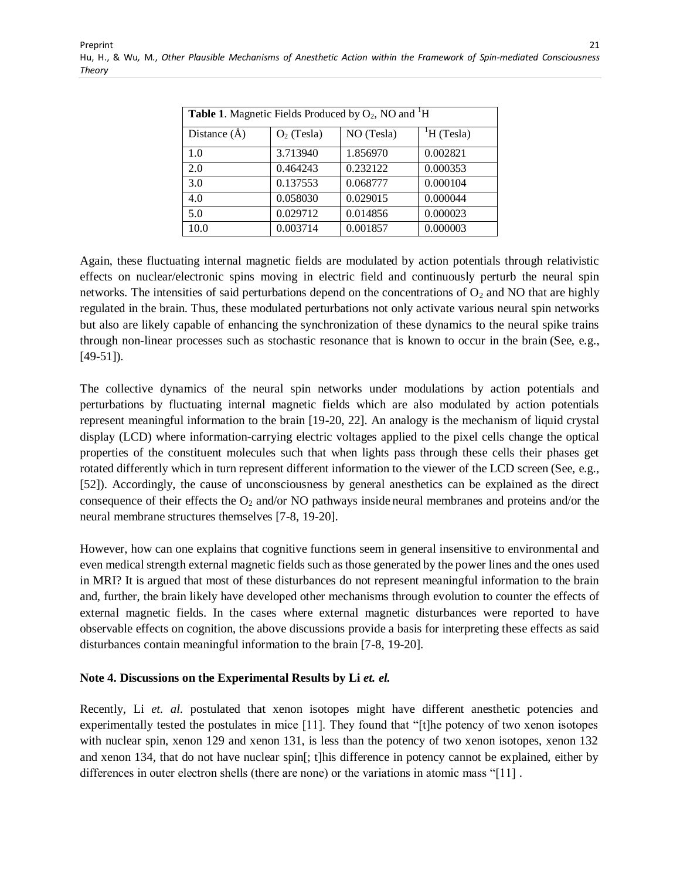| **Table 1**. Magnetic Fields Produced by $O_2$, NO and $^1H$ | | | |
|---|---|---|---|
| Distance (Å) | $O_2$ (Tesla) | NO (Tesla) | $^1H$ (Tesla) |
| 1.0 | 3.713940 | 1.856970 | 0.002821 |
| 2.0 | 0.464243 | 0.232122 | 0.000353 |
| 3.0 | 0.137553 | 0.068777 | 0.000104 |
| 4.0 | 0.058030 | 0.029015 | 0.000044 |
| 5.0 | 0.029712 | 0.014856 | 0.000023 |
| 10.0 | 0.003714 | 0.001857 | 0.000003 |

Again, these fluctuating internal magnetic fields are modulated by action potentials through relativistic effects on nuclear/electronic spins moving in electric field and continuously perturb the neural spin networks. The intensities of said perturbations depend on the concentrations of $O_2$ and NO that are highly regulated in the brain. Thus, these modulated perturbations not only activate various neural spin networks but also are likely capable of enhancing the synchronization of these dynamics to the neural spike trains through non-linear processes such as stochastic resonance that is known to occur in the brain (See, e.g., [49-51]).

The collective dynamics of the neural spin networks under modulations by action potentials and perturbations by fluctuating internal magnetic fields which are also modulated by action potentials represent meaningful information to the brain [19-20, 22]. An analogy is the mechanism of liquid crystal display (LCD) where information-carrying electric voltages applied to the pixel cells change the optical properties of the constituent molecules such that when lights pass through these cells their phases get rotated differently which in turn represent different information to the viewer of the LCD screen (See, e.g., [52]). Accordingly, the cause of unconsciousness by general anesthetics can be explained as the direct consequence of their effects the $O_2$ and/or NO pathways inside neural membranes and proteins and/or the neural membrane structures themselves [7-8, 19-20].

However, how can one explains that cognitive functions seem in general insensitive to environmental and even medical strength external magnetic fields such as those generated by the power lines and the ones used in MRI? It is argued that most of these disturbances do not represent meaningful information to the brain and, further, the brain likely have developed other mechanisms through evolution to counter the effects of external magnetic fields. In the cases where external magnetic disturbances were reported to have observable effects on cognition, the above discussions provide a basis for interpreting these effects as said disturbances contain meaningful information to the brain [7-8, 19-20].

### Note 4. Discussions on the Experimental Results by Li *et. el.*

Recently, Li *et. al.* postulated that xenon isotopes might have different anesthetic potencies and experimentally tested the postulates in mice [11]. They found that "[t]he potency of two xenon isotopes with nuclear spin, xenon 129 and xenon 131, is less than the potency of two xenon isotopes, xenon 132 and xenon 134, that do not have nuclear spin[; t]his difference in potency cannot be explained, either by differences in outer electron shells (there are none) or the variations in atomic mass "[11] .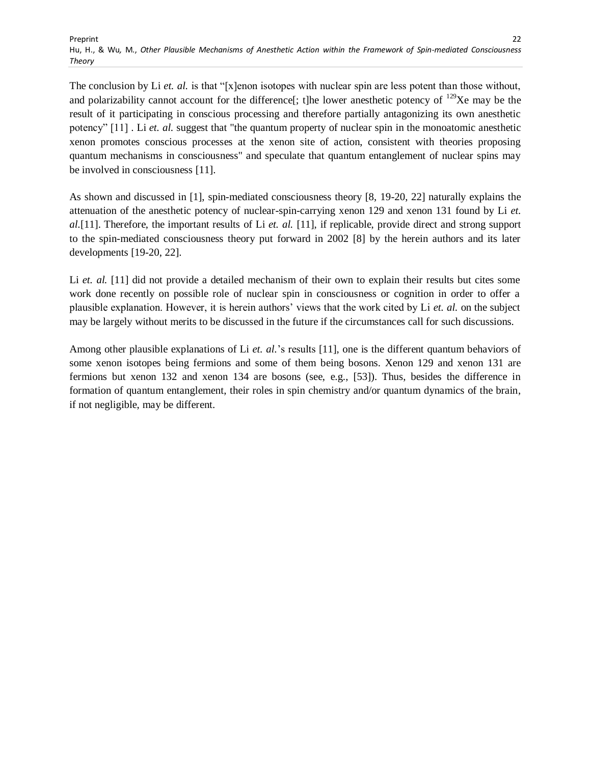The conclusion by Li *et. al.* is that "[x]enon isotopes with nuclear spin are less potent than those without, and polarizability cannot account for the difference[; t]he lower anesthetic potency of $^{129}$Xe may be the result of it participating in conscious processing and therefore partially antagonizing its own anesthetic potency" [11] . Li *et. al.* suggest that "the quantum property of nuclear spin in the monoatomic anesthetic xenon promotes conscious processes at the xenon site of action, consistent with theories proposing quantum mechanisms in consciousness" and speculate that quantum entanglement of nuclear spins may be involved in consciousness [11].

As shown and discussed in [1], spin-mediated consciousness theory [8, 19-20, 22] naturally explains the attenuation of the anesthetic potency of nuclear-spin-carrying xenon 129 and xenon 131 found by Li *et. al.*[11]. Therefore, the important results of Li *et. al.* [11], if replicable, provide direct and strong support to the spin-mediated consciousness theory put forward in 2002 [8] by the herein authors and its later developments [19-20, 22].

Li *et. al.* [11] did not provide a detailed mechanism of their own to explain their results but cites some work done recently on possible role of nuclear spin in consciousness or cognition in order to offer a plausible explanation. However, it is herein authors' views that the work cited by Li *et. al.* on the subject may be largely without merits to be discussed in the future if the circumstances call for such discussions.

Among other plausible explanations of Li *et. al.*'s results [11], one is the different quantum behaviors of some xenon isotopes being fermions and some of them being bosons. Xenon 129 and xenon 131 are fermions but xenon 132 and xenon 134 are bosons (see, e.g., [53]). Thus, besides the difference in formation of quantum entanglement, their roles in spin chemistry and/or quantum dynamics of the brain, if not negligible, may be different.